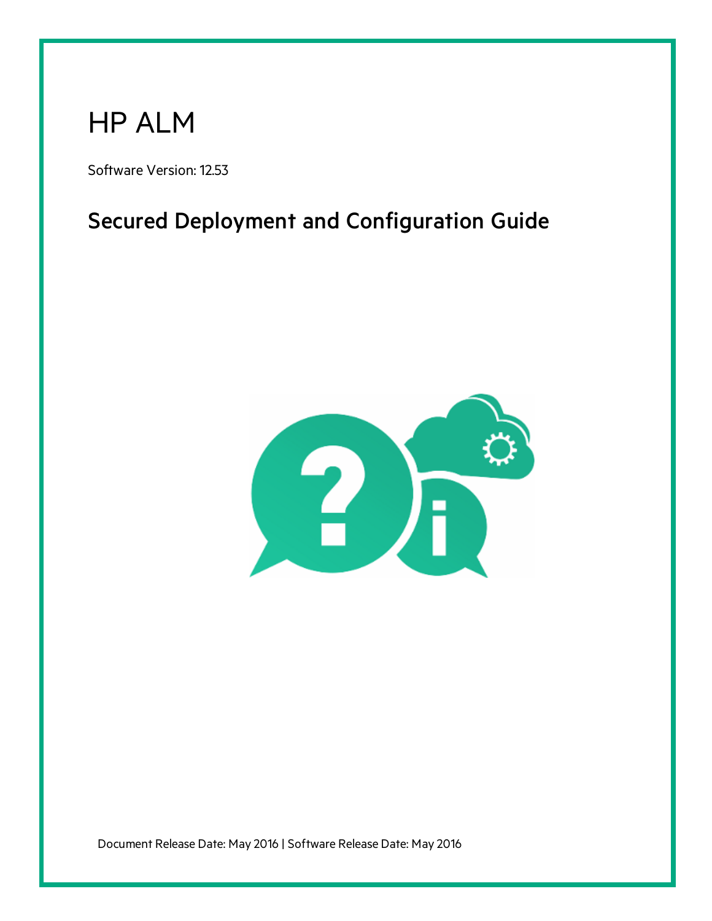# HP ALM

Software Version: 12.53

## Secured Deployment and Configuration Guide

Document Release Date: May 2016 | Software Release Date: May 2016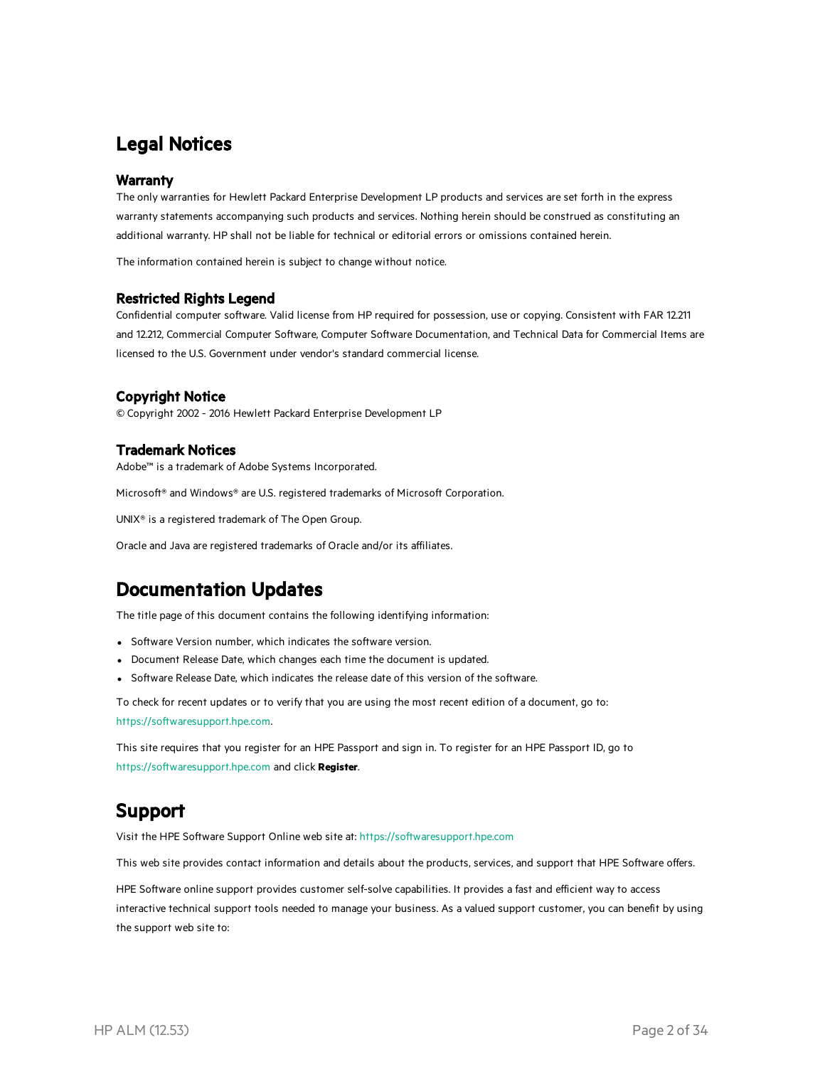# Legal Notices

### Warranty

The only warranties for Hewlett Packard Enterprise Development LP products and services are set forth in the express warranty statements accompanying such products and services. Nothing herein should be construed as constituting an additional warranty. HP shall not be liable for technical or editorial errors or omissions contained herein.

The information contained herein is subject to change without notice.

### Restricted Rights Legend

Confidential computer software. Valid license from HP required for possession, use or copying. Consistent with FAR 12.211 and 12.212, Commercial Computer Software, Computer Software Documentation, and Technical Data for Commercial Items are licensed to the U.S. Government under vendor's standard commercial license.

### Copyright Notice

© Copyright 2002 - 2016 Hewlett Packard Enterprise Development LP

### Trademark Notices

Adobe™ is a trademark of Adobe Systems Incorporated.

Microsoft® and Windows® are U.S. registered trademarks of Microsoft Corporation.

UNIX® is a registered trademark of The Open Group.

Oracle and Java are registered trademarks of Oracle and/or its affiliates.

# Documentation Updates

The title page of this document contains the following identifying information:

- Software Version number, which indicates the software version.
- Document Release Date, which changes each time the document is updated.
- Software Release Date, which indicates the release date of this version of the software.

To check for recent updates or to verify that you are using the most recent edition of a document, go to: https://softwaresupport.hpe.com.

This site requires that you register for an HPE Passport and sign in. To register for an HPE Passport ID, go to https://softwaresupport.hpe.com and click **Register**.

# Support

Visit the HPE Software Support Online web site at: https://softwaresupport.hpe.com

This web site provides contact information and details about the products, services, and support that HPE Software offers.

HPE Software online support provides customer self-solve capabilities. It provides a fast and efficient way to access interactive technical support tools needed to manage your business. As a valued support customer, you can benefit by using the support web site to: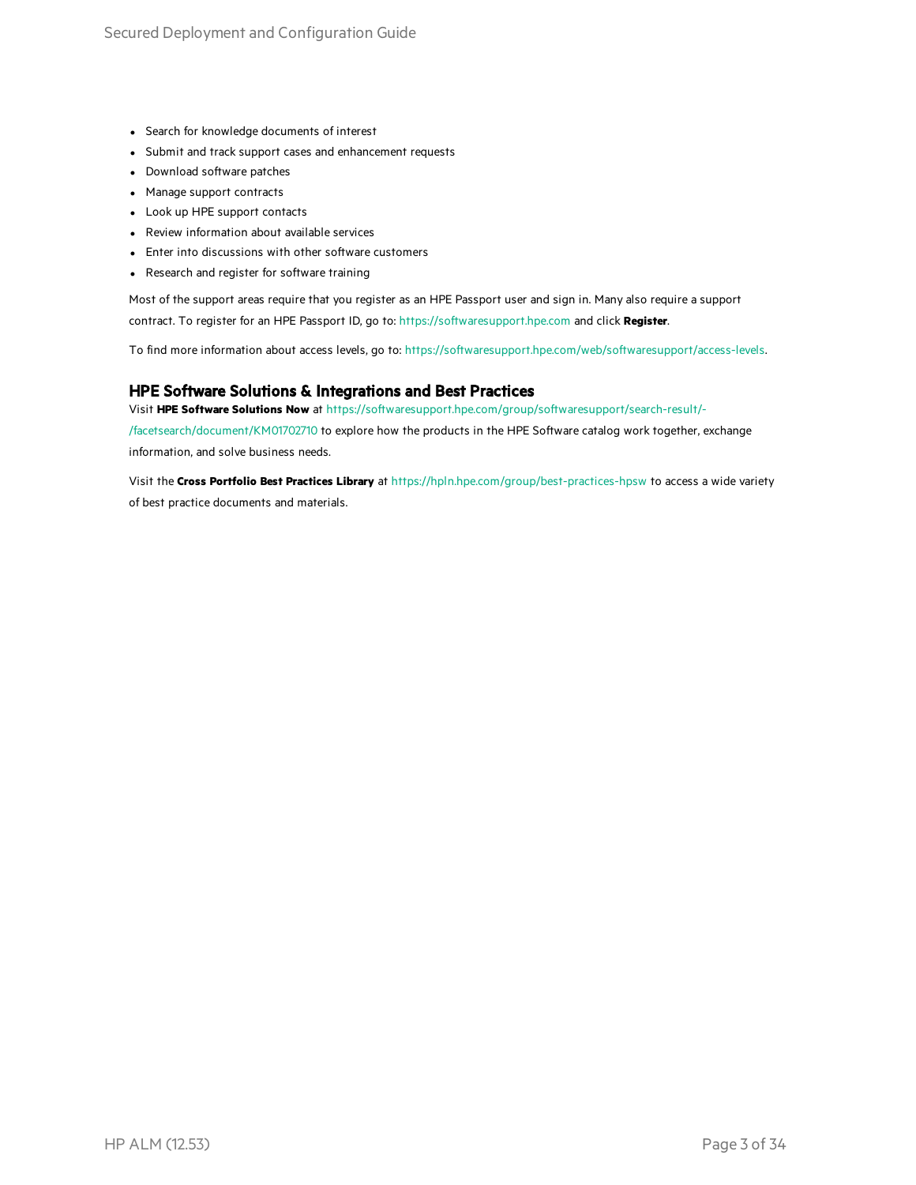- Search for knowledge documents of interest
- Submit and track support cases and enhancement requests
- Download software patches
- Manage support contracts
- Look up HPE support contacts
- Review information about available services
- Enter into discussions with other software customers
- Research and register for software training

Most of the support areas require that you register as an HPE Passport user and sign in. Many also require a support contract. To register for an HPE Passport ID, go to: https://softwaresupport.hpe.com and click **Register**.

To find more information about access levels, go to: https://softwaresupport.hpe.com/web/softwaresupport/access-levels.

## HPE Software Solutions & Integrations and Best Practices

Visit **HPE Software Solutions Now** at https://softwaresupport.hpe.com/group/softwaresupport/search-result/-/facetsearch/document/KM01702710 to explore how the products in the HPE Software catalog work together, exchange information, and solve business needs.

Visit the **Cross Portfolio Best Practices Library** at https://hpln.hpe.com/group/best-practices-hpsw to access a wide variety of best practice documents and materials.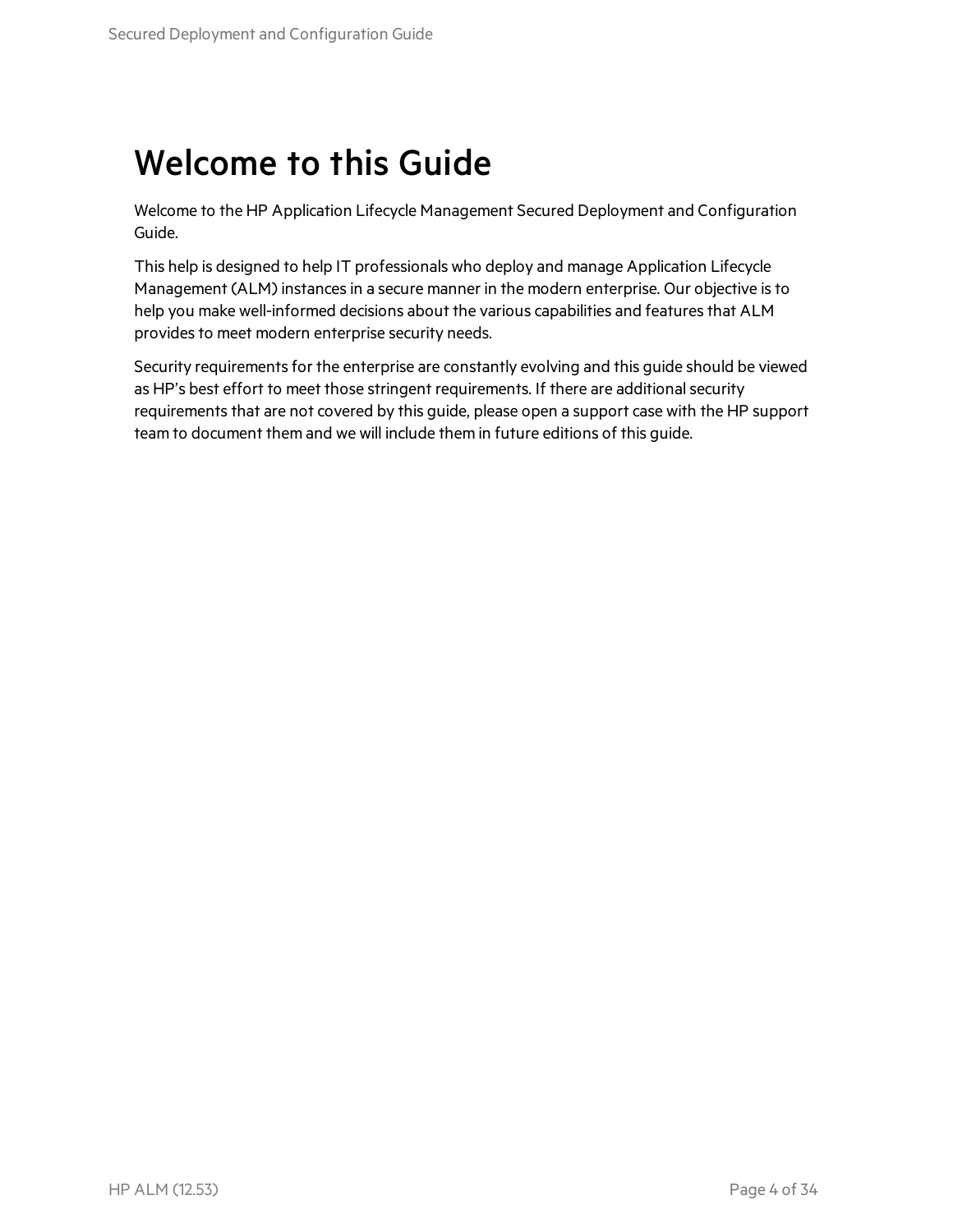# Welcome to this Guide

Welcome to the HP Application Lifecycle Management Secured Deployment and Configuration Guide.

This help is designed to help IT professionals who deploy and manage Application Lifecycle Management (ALM) instances in a secure manner in the modern enterprise. Our objective is to help you make well-informed decisions about the various capabilities and features that ALM provides to meet modern enterprise security needs.

Security requirements for the enterprise are constantly evolving and this guide should be viewed as HP's best effort to meet those stringent requirements. If there are additional security requirements that are not covered by this guide, please open a support case with the HP support team to document them and we will include them in future editions of this guide.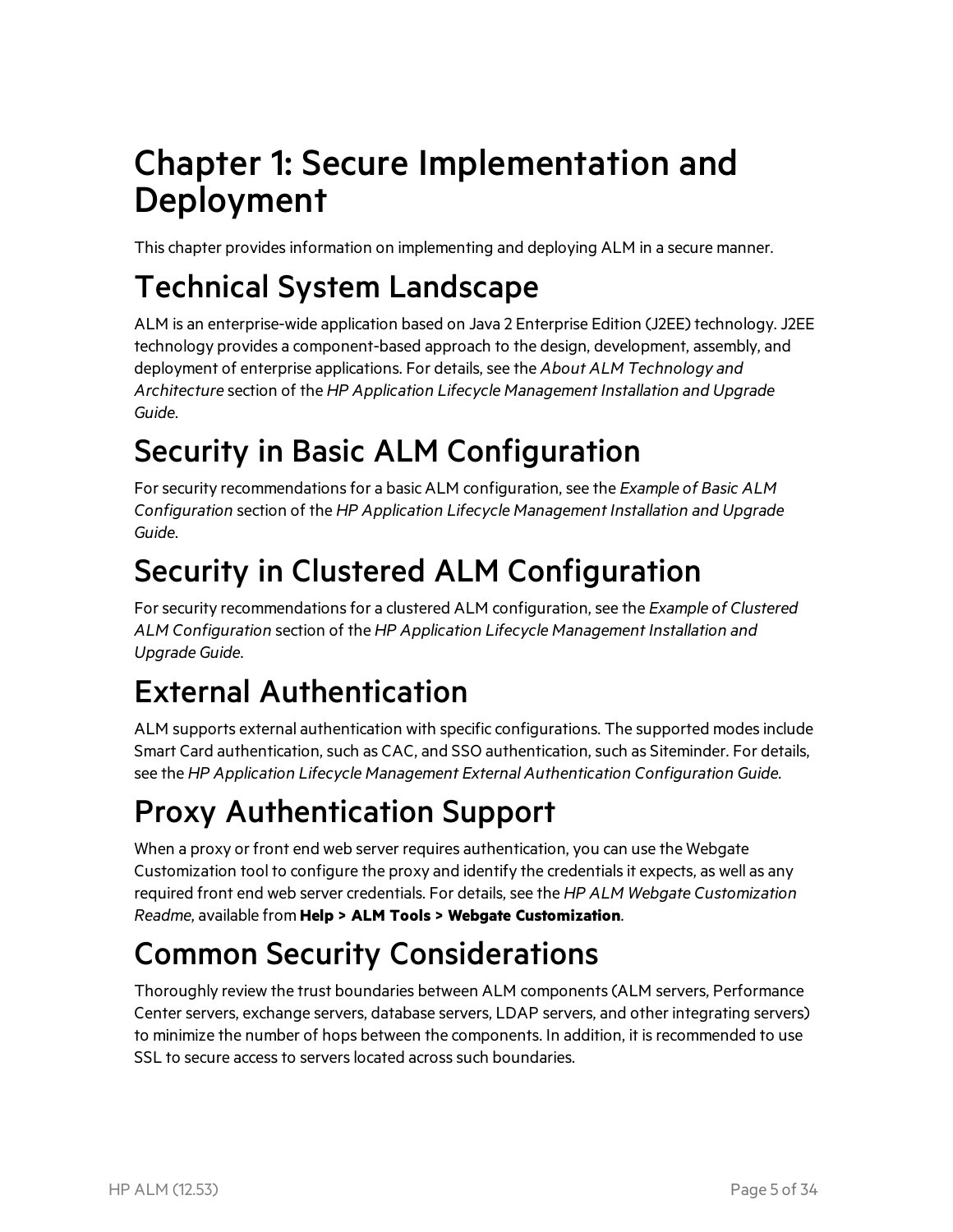# Chapter 1: Secure Implementation and Deployment

This chapter provides information on implementing and deploying ALM in a secure manner.

## Technical System Landscape

ALM is an enterprise-wide application based on Java 2 Enterprise Edition (J2EE) technology. J2EE technology provides a component-based approach to the design, development, assembly, and deployment of enterprise applications. For details, see the *About ALM Technology and Architecture* section of the *HP Application Lifecycle Management Installation and Upgrade Guide*.

## Security in Basic ALM Configuration

For security recommendations for a basic ALM configuration, see the *Example of Basic ALM Configuration* section of the *HP Application Lifecycle Management Installation and Upgrade Guide*.

## Security in Clustered ALM Configuration

For security recommendations for a clustered ALM configuration, see the *Example of Clustered ALM Configuration* section of the *HP Application Lifecycle Management Installation and Upgrade Guide*.

## External Authentication

ALM supports external authentication with specific configurations. The supported modes include Smart Card authentication, such as CAC, and SSO authentication, such as Siteminder. For details, see the *HP Application Lifecycle Management External Authentication Configuration Guide*.

## Proxy Authentication Support

When a proxy or front end web server requires authentication, you can use the Webgate Customization tool to configure the proxy and identify the credentials it expects, as well as any required front end web server credentials. For details, see the *HP ALM Webgate Customization Readme*, available from **Help > ALM Tools > Webgate Customization**.

## Common Security Considerations

Thoroughly review the trust boundaries between ALM components (ALM servers, Performance Center servers, exchange servers, database servers, LDAP servers, and other integrating servers) to minimize the number of hops between the components. In addition, it is recommended to use SSL to secure access to servers located across such boundaries.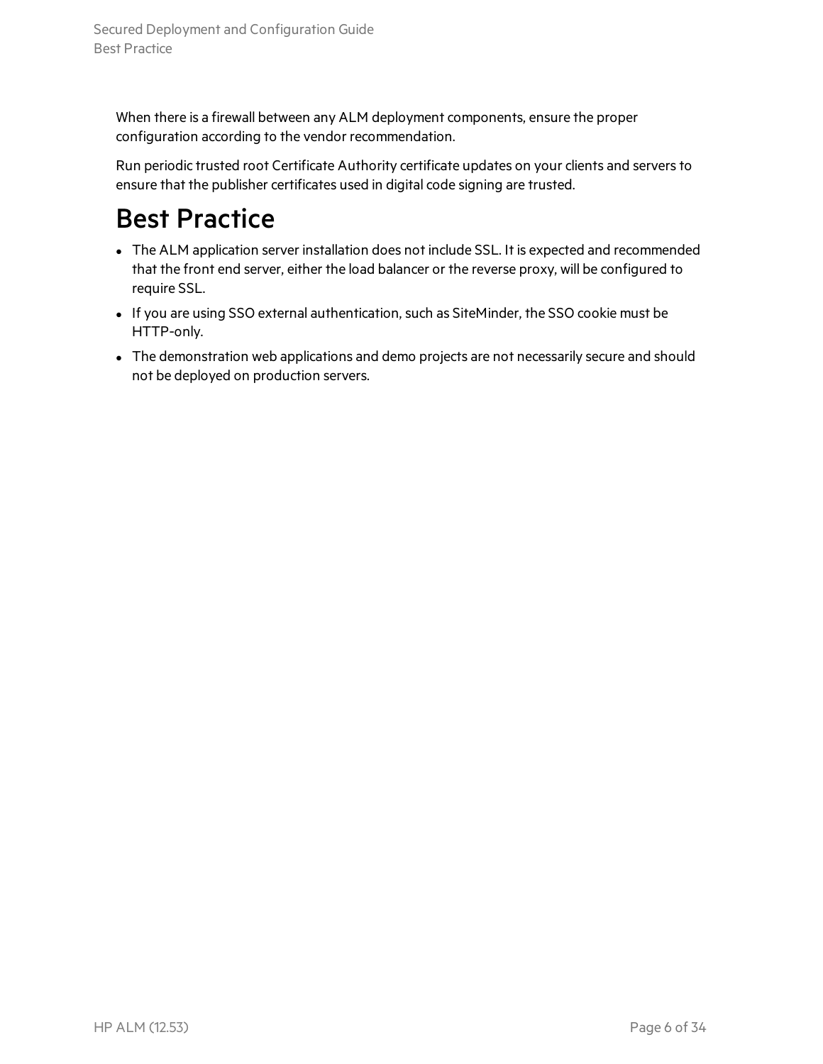When there is a firewall between any ALM deployment components, ensure the proper configuration according to the vendor recommendation.

Run periodic trusted root Certificate Authority certificate updates on your clients and servers to ensure that the publisher certificates used in digital code signing are trusted.

# Best Practice

- The ALM application server installation does not include SSL. It is expected and recommended that the front end server, either the load balancer or the reverse proxy, will be configured to require SSL.
- If you are using SSO external authentication, such as SiteMinder, the SSO cookie must be HTTP-only.
- The demonstration web applications and demo projects are not necessarily secure and should not be deployed on production servers.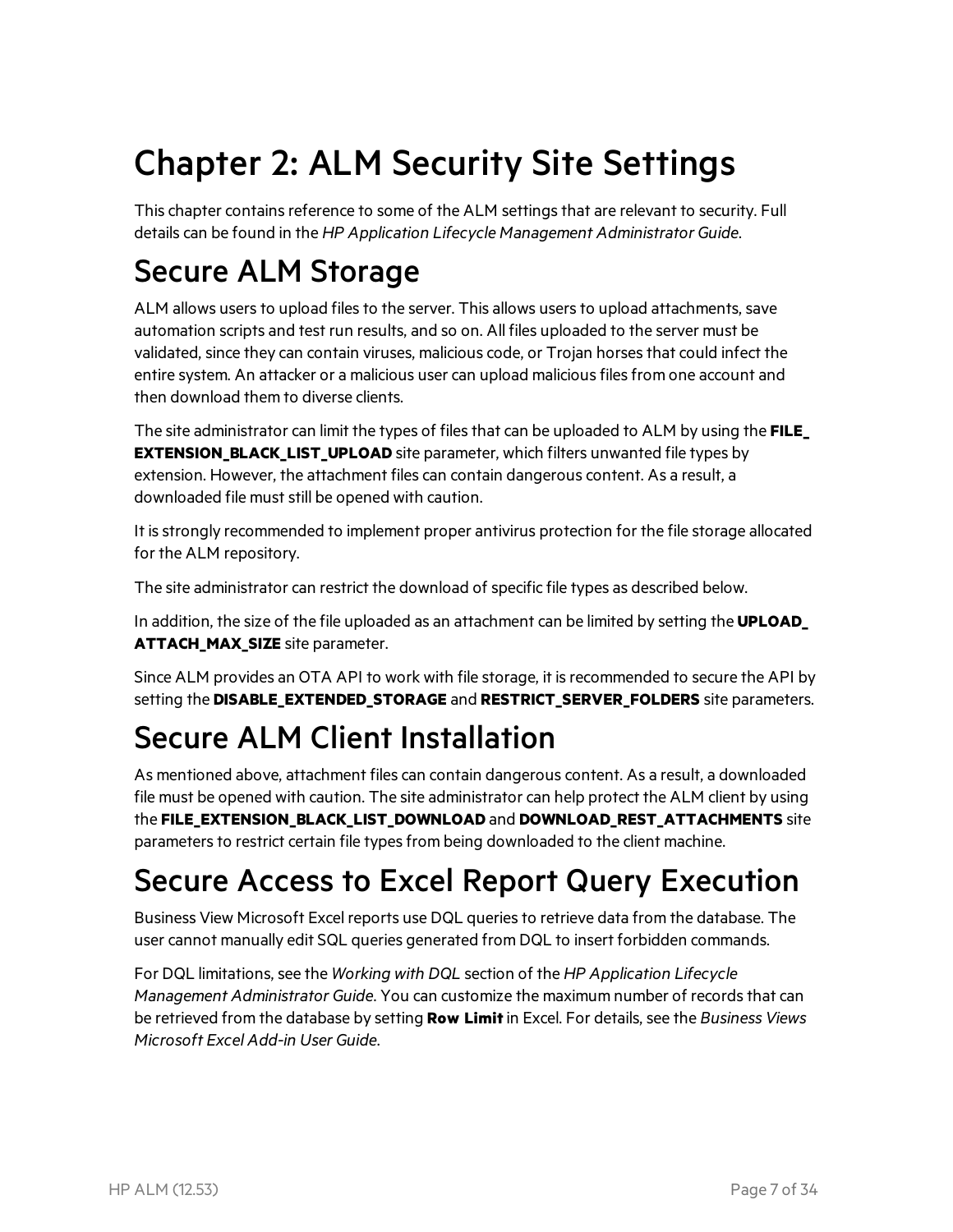# Chapter 2: ALM Security Site Settings

This chapter contains reference to some of the ALM settings that are relevant to security. Full details can be found in the *HP Application Lifecycle Management Administrator Guide*.

## Secure ALM Storage

ALM allows users to upload files to the server. This allows users to upload attachments, save automation scripts and test run results, and so on. All files uploaded to the server must be validated, since they can contain viruses, malicious code, or Trojan horses that could infect the entire system. An attacker or a malicious user can upload malicious files from one account and then download them to diverse clients.

The site administrator can limit the types of files that can be uploaded to ALM by using the **FILE_EXTENSION_BLACK_LIST_UPLOAD** site parameter, which filters unwanted file types by extension. However, the attachment files can contain dangerous content. As a result, a downloaded file must still be opened with caution.

It is strongly recommended to implement proper antivirus protection for the file storage allocated for the ALM repository.

The site administrator can restrict the download of specific file types as described below.

In addition, the size of the file uploaded as an attachment can be limited by setting the **UPLOAD_ATTACH_MAX_SIZE** site parameter.

Since ALM provides an OTA API to work with file storage, it is recommended to secure the API by setting the **DISABLE_EXTENDED_STORAGE** and **RESTRICT_SERVER_FOLDERS** site parameters.

## Secure ALM Client Installation

As mentioned above, attachment files can contain dangerous content. As a result, a downloaded file must be opened with caution. The site administrator can help protect the ALM client by using the **FILE_EXTENSION_BLACK_LIST_DOWNLOAD** and **DOWNLOAD_REST_ATTACHMENTS** site parameters to restrict certain file types from being downloaded to the client machine.

## Secure Access to Excel Report Query Execution

Business View Microsoft Excel reports use DQL queries to retrieve data from the database. The user cannot manually edit SQL queries generated from DQL to insert forbidden commands.

For DQL limitations, see the *Working with DQL* section of the *HP Application Lifecycle Management Administrator Guide*. You can customize the maximum number of records that can be retrieved from the database by setting **Row Limit** in Excel. For details, see the *Business Views Microsoft Excel Add-in User Guide*.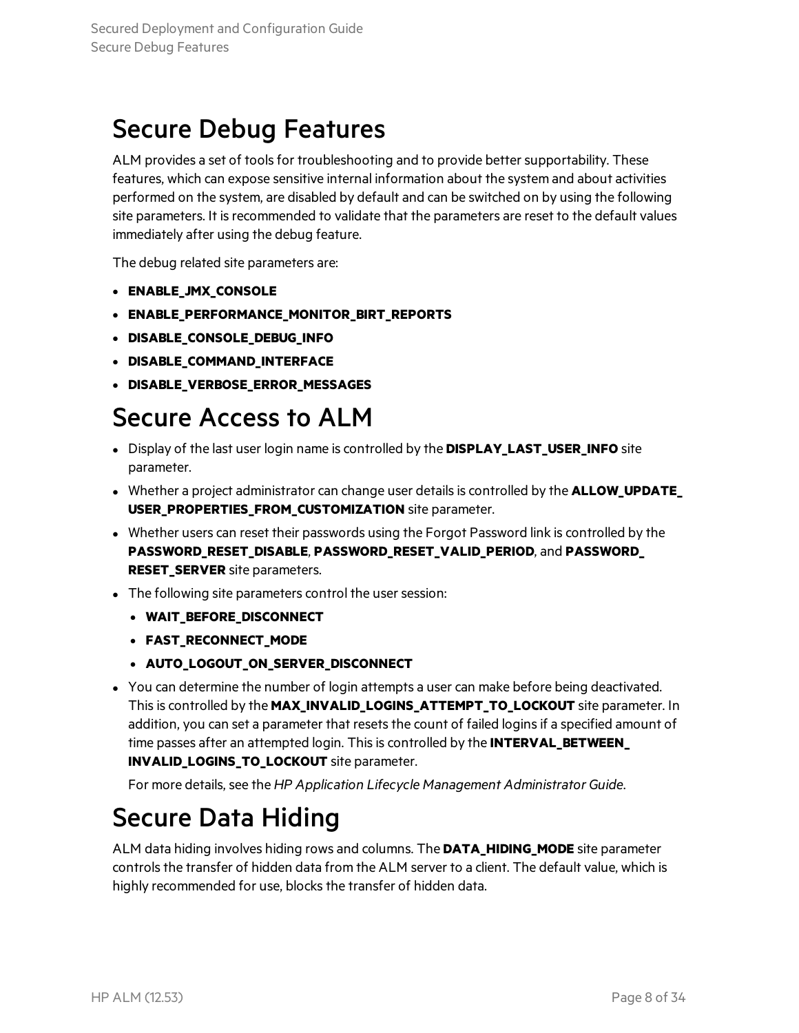# Secure Debug Features

ALM provides a set of tools for troubleshooting and to provide better supportability. These features, which can expose sensitive internal information about the system and about activities performed on the system, are disabled by default and can be switched on by using the following site parameters. It is recommended to validate that the parameters are reset to the default values immediately after using the debug feature.

The debug related site parameters are:

- **ENABLE_JMX_CONSOLE**
- **ENABLE_PERFORMANCE_MONITOR_BIRT_REPORTS**
- **DISABLE_CONSOLE_DEBUG_INFO**
- **DISABLE_COMMAND_INTERFACE**
- **DISABLE_VERBOSE_ERROR_MESSAGES**

# Secure Access to ALM

- Display of the last user login name is controlled by the **DISPLAY_LAST_USER_INFO** site parameter.
- Whether a project administrator can change user details is controlled by the **ALLOW_UPDATE_USER_PROPERTIES_FROM_CUSTOMIZATION** site parameter.
- Whether users can reset their passwords using the Forgot Password link is controlled by the **PASSWORD_RESET_DISABLE**, **PASSWORD_RESET_VALID_PERIOD**, and **PASSWORD_RESET_SERVER** site parameters.
- The following site parameters control the user session:
  - **WAIT_BEFORE_DISCONNECT**
  - **FAST_RECONNECT_MODE**
  - **AUTO_LOGOUT_ON_SERVER_DISCONNECT**
- You can determine the number of login attempts a user can make before being deactivated. This is controlled by the **MAX_INVALID_LOGINS_ATTEMPT_TO_LOCKOUT** site parameter. In addition, you can set a parameter that resets the count of failed logins if a specified amount of time passes after an attempted login. This is controlled by the **INTERVAL_BETWEEN_INVALID_LOGINS_TO_LOCKOUT** site parameter.

  For more details, see the *HP Application Lifecycle Management Administrator Guide*.

# Secure Data Hiding

ALM data hiding involves hiding rows and columns. The **DATA_HIDING_MODE** site parameter controls the transfer of hidden data from the ALM server to a client. The default value, which is highly recommended for use, blocks the transfer of hidden data.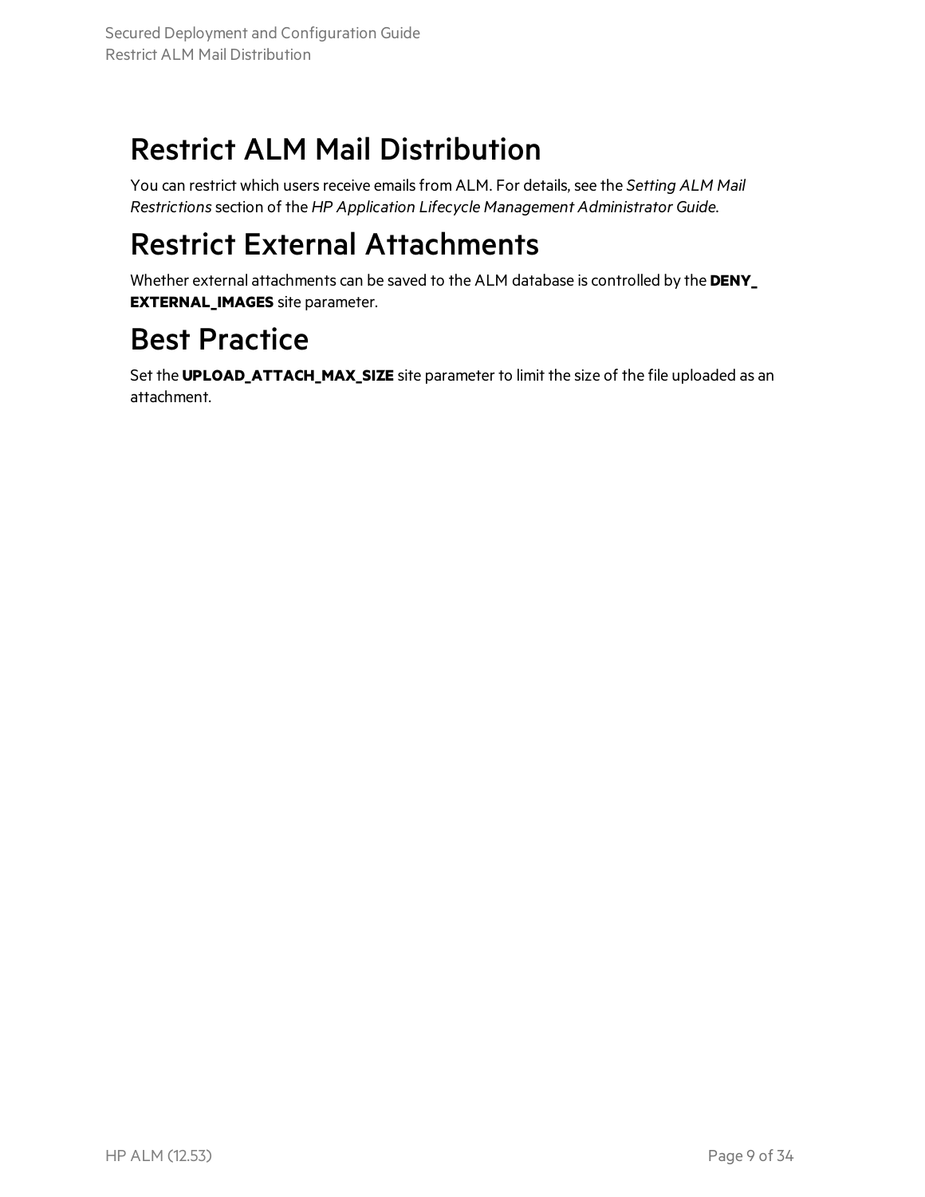# Restrict ALM Mail Distribution

You can restrict which users receive emails from ALM. For details, see the *Setting ALM Mail Restrictions* section of the *HP Application Lifecycle Management Administrator Guide*.

# Restrict External Attachments

Whether external attachments can be saved to the ALM database is controlled by the **DENY_EXTERNAL_IMAGES** site parameter.

# Best Practice

Set the **UPLOAD_ATTACH_MAX_SIZE** site parameter to limit the size of the file uploaded as an attachment.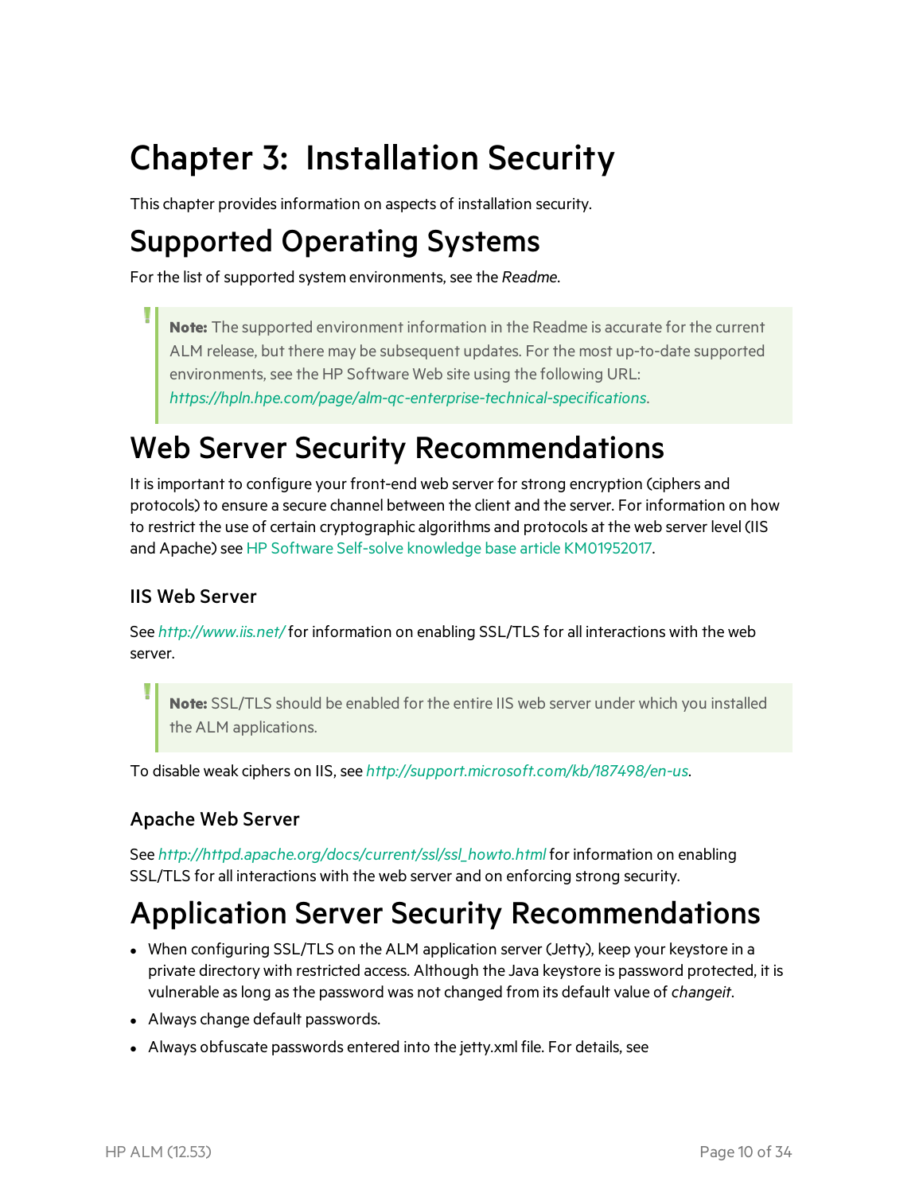# Chapter 3: Installation Security

This chapter provides information on aspects of installation security.

# Supported Operating Systems

For the list of supported system environments, see the *Readme*.

> **Note:** The supported environment information in the Readme is accurate for the current ALM release, but there may be subsequent updates. For the most up-to-date supported environments, see the HP Software Web site using the following URL: *https://hpln.hpe.com/page/alm-qc-enterprise-technical-specifications*.

# Web Server Security Recommendations

It is important to configure your front-end web server for strong encryption (ciphers and protocols) to ensure a secure channel between the client and the server. For information on how to restrict the use of certain cryptographic algorithms and protocols at the web server level (IIS and Apache) see HP Software Self-solve knowledge base article KM01952017.

## IIS Web Server

See *http://www.iis.net/* for information on enabling SSL/TLS for all interactions with the web server.

> **Note:** SSL/TLS should be enabled for the entire IIS web server under which you installed the ALM applications.

To disable weak ciphers on IIS, see *http://support.microsoft.com/kb/187498/en-us*.

## Apache Web Server

See *http://httpd.apache.org/docs/current/ssl/ssl_howto.html* for information on enabling SSL/TLS for all interactions with the web server and on enforcing strong security.

# Application Server Security Recommendations

- When configuring SSL/TLS on the ALM application server (Jetty), keep your keystore in a private directory with restricted access. Although the Java keystore is password protected, it is vulnerable as long as the password was not changed from its default value of *changeit*.
- Always change default passwords.
- Always obfuscate passwords entered into the jetty.xml file. For details, see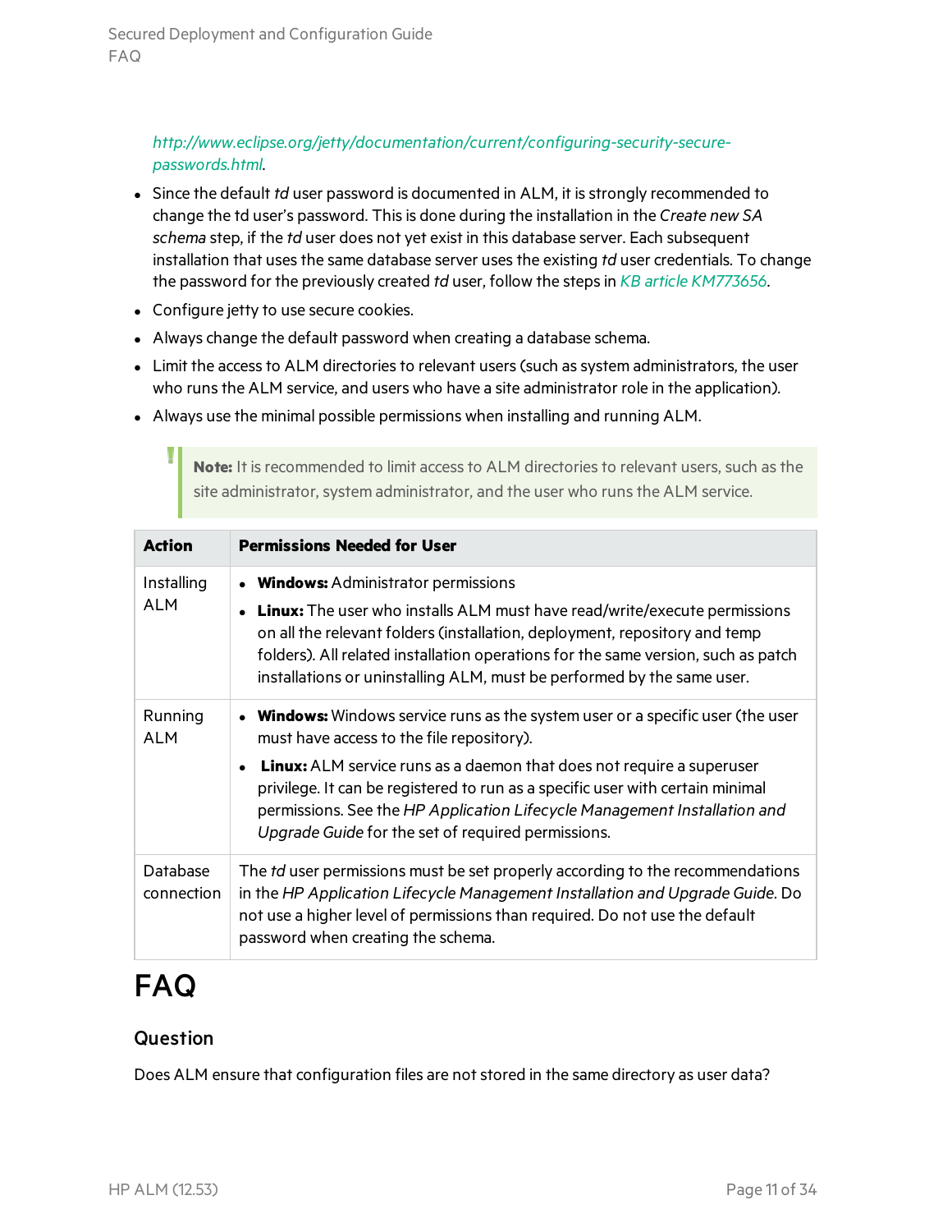*http://www.eclipse.org/jetty/documentation/current/configuring-security-secure-passwords.html*.

- Since the default *td* user password is documented in ALM, it is strongly recommended to change the td user's password. This is done during the installation in the *Create new SA schema* step, if the *td* user does not yet exist in this database server. Each subsequent installation that uses the same database server uses the existing *td* user credentials. To change the password for the previously created *td* user, follow the steps in *KB article KM773656*.
- Configure jetty to use secure cookies.
- Always change the default password when creating a database schema.
- Limit the access to ALM directories to relevant users (such as system administrators, the user who runs the ALM service, and users who have a site administrator role in the application).
- Always use the minimal possible permissions when installing and running ALM.

> **Note:** It is recommended to limit access to ALM directories to relevant users, such as the site administrator, system administrator, and the user who runs the ALM service.

| Action | Permissions Needed for User |
| --- | --- |
| Installing ALM | • **Windows:** Administrator permissions<br>• **Linux:** The user who installs ALM must have read/write/execute permissions on all the relevant folders (installation, deployment, repository and temp folders). All related installation operations for the same version, such as patch installations or uninstalling ALM, must be performed by the same user. |
| Running ALM | • **Windows:** Windows service runs as the system user or a specific user (the user must have access to the file repository).<br>• **Linux:** ALM service runs as a daemon that does not require a superuser privilege. It can be registered to run as a specific user with certain minimal permissions. See the *HP Application Lifecycle Management Installation and Upgrade Guide* for the set of required permissions. |
| Database connection | The *td* user permissions must be set properly according to the recommendations in the *HP Application Lifecycle Management Installation and Upgrade Guide*. Do not use a higher level of permissions than required. Do not use the default password when creating the schema. |

# FAQ

### Question

Does ALM ensure that configuration files are not stored in the same directory as user data?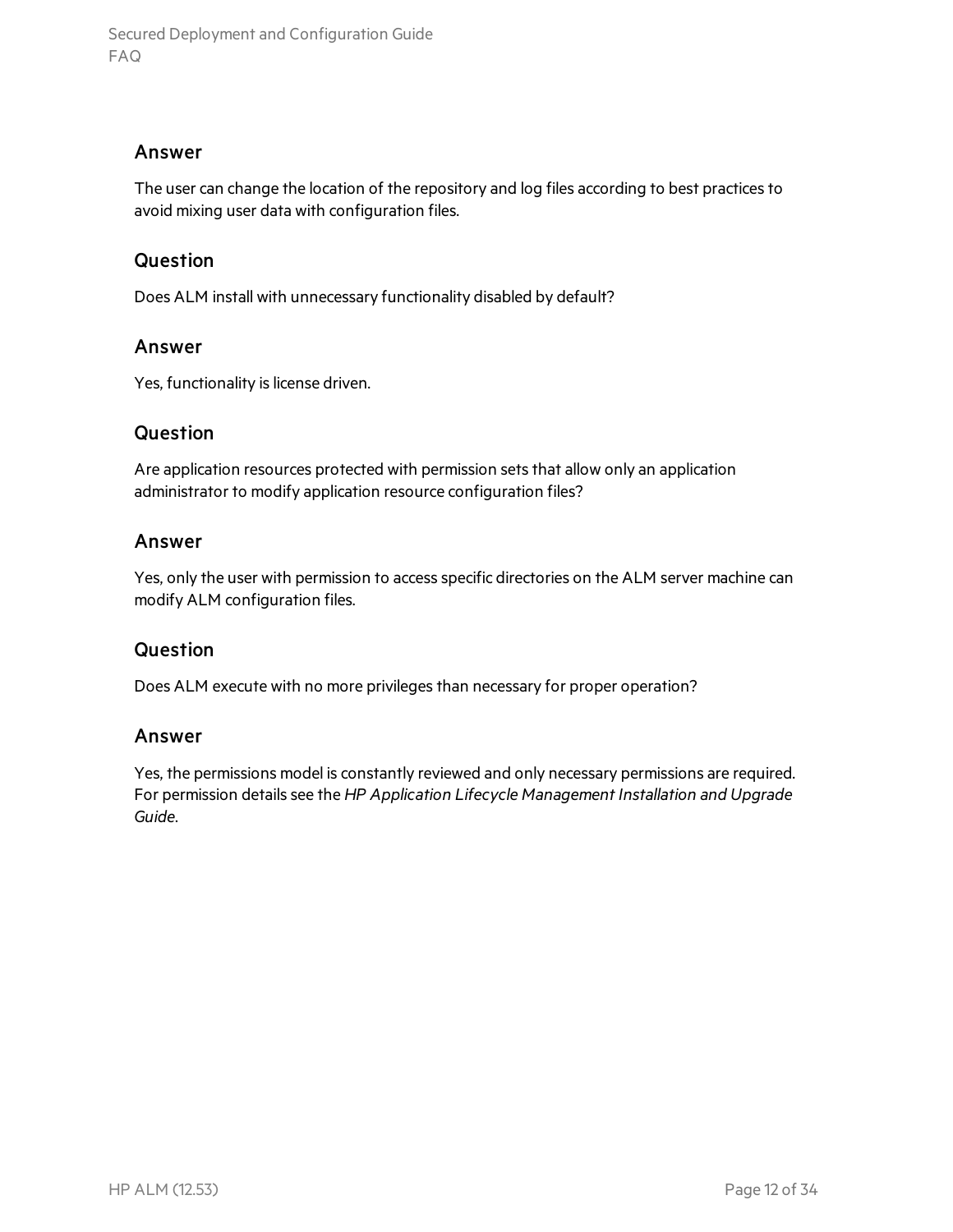### Answer

The user can change the location of the repository and log files according to best practices to avoid mixing user data with configuration files.

### Question

Does ALM install with unnecessary functionality disabled by default?

### Answer

Yes, functionality is license driven.

### Question

Are application resources protected with permission sets that allow only an application administrator to modify application resource configuration files?

### Answer

Yes, only the user with permission to access specific directories on the ALM server machine can modify ALM configuration files.

### Question

Does ALM execute with no more privileges than necessary for proper operation?

### Answer

Yes, the permissions model is constantly reviewed and only necessary permissions are required. For permission details see the *HP Application Lifecycle Management Installation and Upgrade Guide*.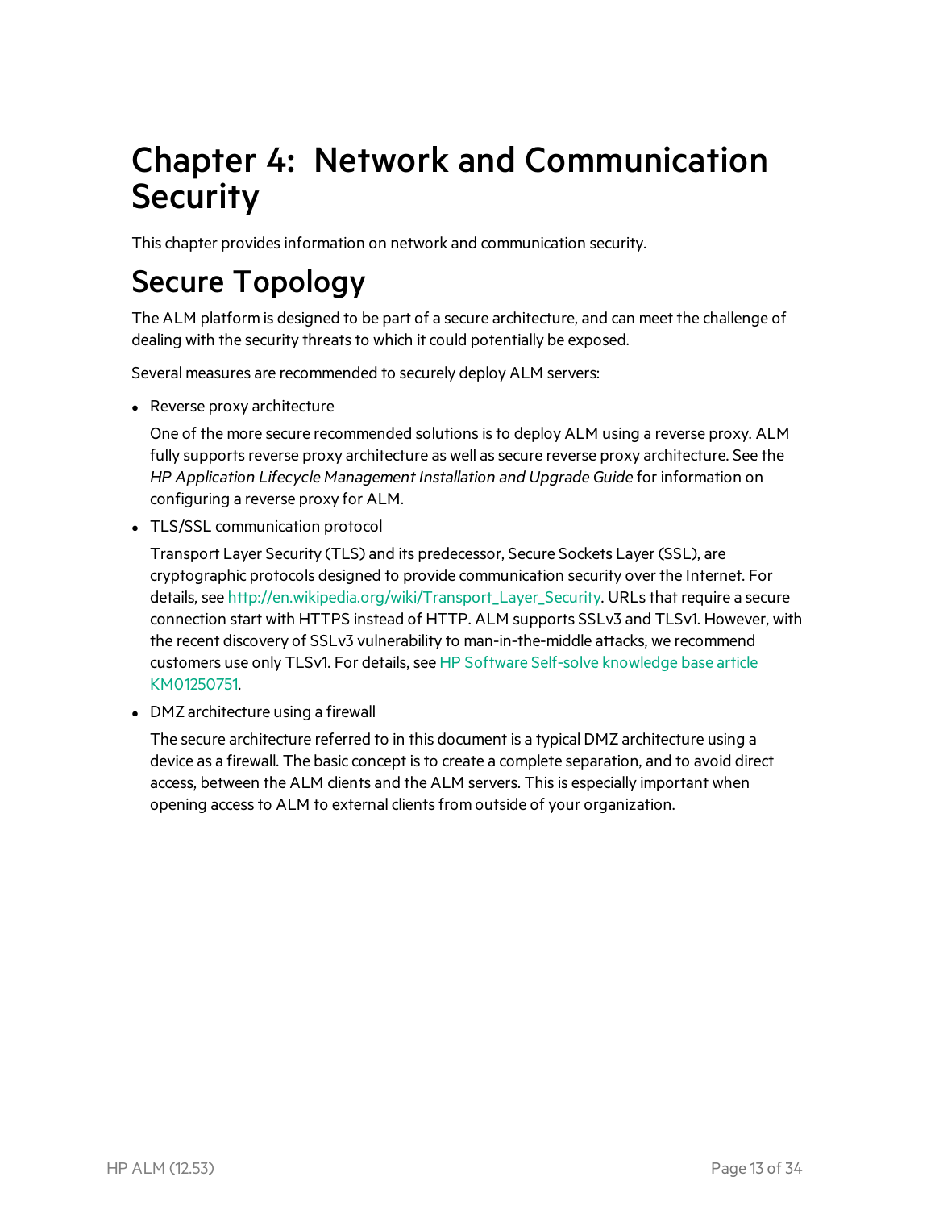# Chapter 4: Network and Communication Security

This chapter provides information on network and communication security.

## Secure Topology

The ALM platform is designed to be part of a secure architecture, and can meet the challenge of dealing with the security threats to which it could potentially be exposed.

Several measures are recommended to securely deploy ALM servers:

- Reverse proxy architecture

  One of the more secure recommended solutions is to deploy ALM using a reverse proxy. ALM fully supports reverse proxy architecture as well as secure reverse proxy architecture. See the *HP Application Lifecycle Management Installation and Upgrade Guide* for information on configuring a reverse proxy for ALM.

- TLS/SSL communication protocol

  Transport Layer Security (TLS) and its predecessor, Secure Sockets Layer (SSL), are cryptographic protocols designed to provide communication security over the Internet. For details, see [http://en.wikipedia.org/wiki/Transport_Layer_Security](http://en.wikipedia.org/wiki/Transport_Layer_Security). URLs that require a secure connection start with HTTPS instead of HTTP. ALM supports SSLv3 and TLSv1. However, with the recent discovery of SSLv3 vulnerability to man-in-the-middle attacks, we recommend customers use only TLSv1. For details, see HP Software Self-solve knowledge base article KM01250751.

- DMZ architecture using a firewall

  The secure architecture referred to in this document is a typical DMZ architecture using a device as a firewall. The basic concept is to create a complete separation, and to avoid direct access, between the ALM clients and the ALM servers. This is especially important when opening access to ALM to external clients from outside of your organization.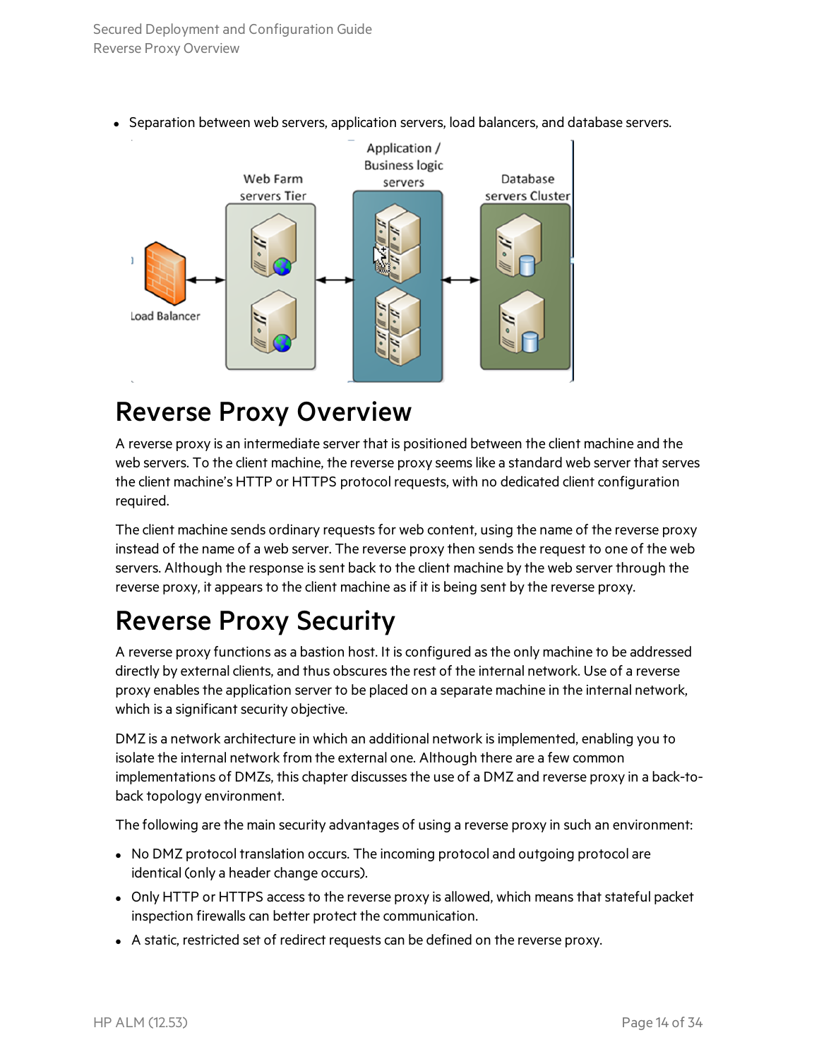- Separation between web servers, application servers, load balancers, and database servers.

# Reverse Proxy Overview

A reverse proxy is an intermediate server that is positioned between the client machine and the web servers. To the client machine, the reverse proxy seems like a standard web server that serves the client machine's HTTP or HTTPS protocol requests, with no dedicated client configuration required.

The client machine sends ordinary requests for web content, using the name of the reverse proxy instead of the name of a web server. The reverse proxy then sends the request to one of the web servers. Although the response is sent back to the client machine by the web server through the reverse proxy, it appears to the client machine as if it is being sent by the reverse proxy.

# Reverse Proxy Security

A reverse proxy functions as a bastion host. It is configured as the only machine to be addressed directly by external clients, and thus obscures the rest of the internal network. Use of a reverse proxy enables the application server to be placed on a separate machine in the internal network, which is a significant security objective.

DMZ is a network architecture in which an additional network is implemented, enabling you to isolate the internal network from the external one. Although there are a few common implementations of DMZs, this chapter discusses the use of a DMZ and reverse proxy in a back-to-back topology environment.

The following are the main security advantages of using a reverse proxy in such an environment:

- No DMZ protocol translation occurs. The incoming protocol and outgoing protocol are identical (only a header change occurs).
- Only HTTP or HTTPS access to the reverse proxy is allowed, which means that stateful packet inspection firewalls can better protect the communication.
- A static, restricted set of redirect requests can be defined on the reverse proxy.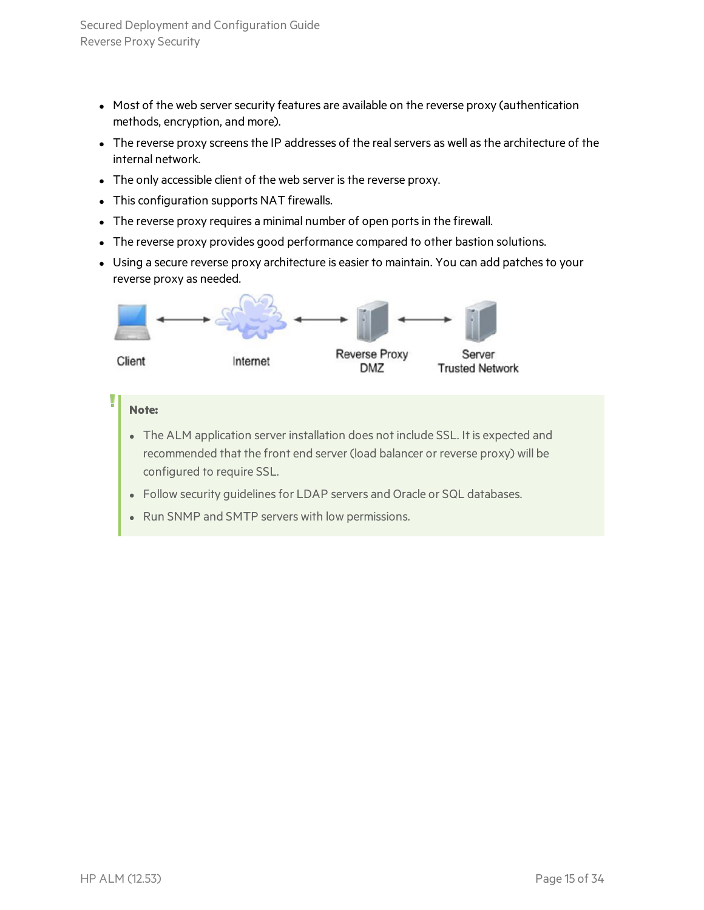- Most of the web server security features are available on the reverse proxy (authentication methods, encryption, and more).
- The reverse proxy screens the IP addresses of the real servers as well as the architecture of the internal network.
- The only accessible client of the web server is the reverse proxy.
- This configuration supports NAT firewalls.
- The reverse proxy requires a minimal number of open ports in the firewall.
- The reverse proxy provides good performance compared to other bastion solutions.
- Using a secure reverse proxy architecture is easier to maintain. You can add patches to your reverse proxy as needed.

Client ↔ Internet ↔ Reverse Proxy DMZ ↔ Server Trusted Network

> **Note:**
>
> - The ALM application server installation does not include SSL. It is expected and recommended that the front end server (load balancer or reverse proxy) will be configured to require SSL.
> - Follow security guidelines for LDAP servers and Oracle or SQL databases.
> - Run SNMP and SMTP servers with low permissions.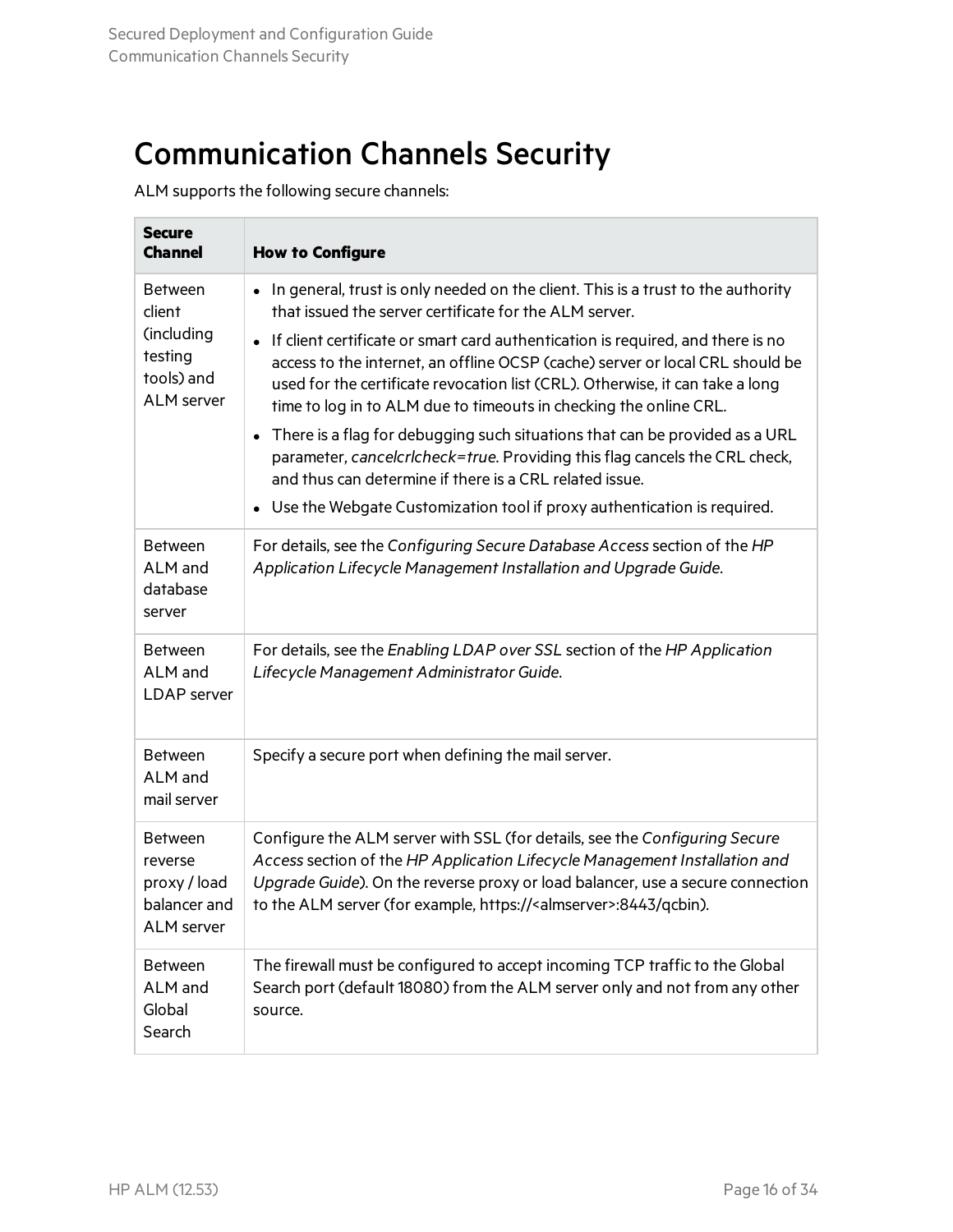# Communication Channels Security

ALM supports the following secure channels:

| Secure Channel | How to Configure |
|---|---|
| Between client (including testing tools) and ALM server | • In general, trust is only needed on the client. This is a trust to the authority that issued the server certificate for the ALM server.<br>• If client certificate or smart card authentication is required, and there is no access to the internet, an offline OCSP (cache) server or local CRL should be used for the certificate revocation list (CRL). Otherwise, it can take a long time to log in to ALM due to timeouts in checking the online CRL.<br>• There is a flag for debugging such situations that can be provided as a URL parameter, *cancelcrlcheck=true*. Providing this flag cancels the CRL check, and thus can determine if there is a CRL related issue.<br>• Use the Webgate Customization tool if proxy authentication is required. |
| Between ALM and database server | For details, see the *Configuring Secure Database Access* section of the *HP Application Lifecycle Management Installation and Upgrade Guide*. |
| Between ALM and LDAP server | For details, see the *Enabling LDAP over SSL* section of the *HP Application Lifecycle Management Administrator Guide*. |
| Between ALM and mail server | Specify a secure port when defining the mail server. |
| Between reverse proxy / load balancer and ALM server | Configure the ALM server with SSL (for details, see the *Configuring Secure Access* section of the *HP Application Lifecycle Management Installation and Upgrade Guide*). On the reverse proxy or load balancer, use a secure connection to the ALM server (for example, https://<almserver>:8443/qcbin). |
| Between ALM and Global Search | The firewall must be configured to accept incoming TCP traffic to the Global Search port (default 18080) from the ALM server only and not from any other source. |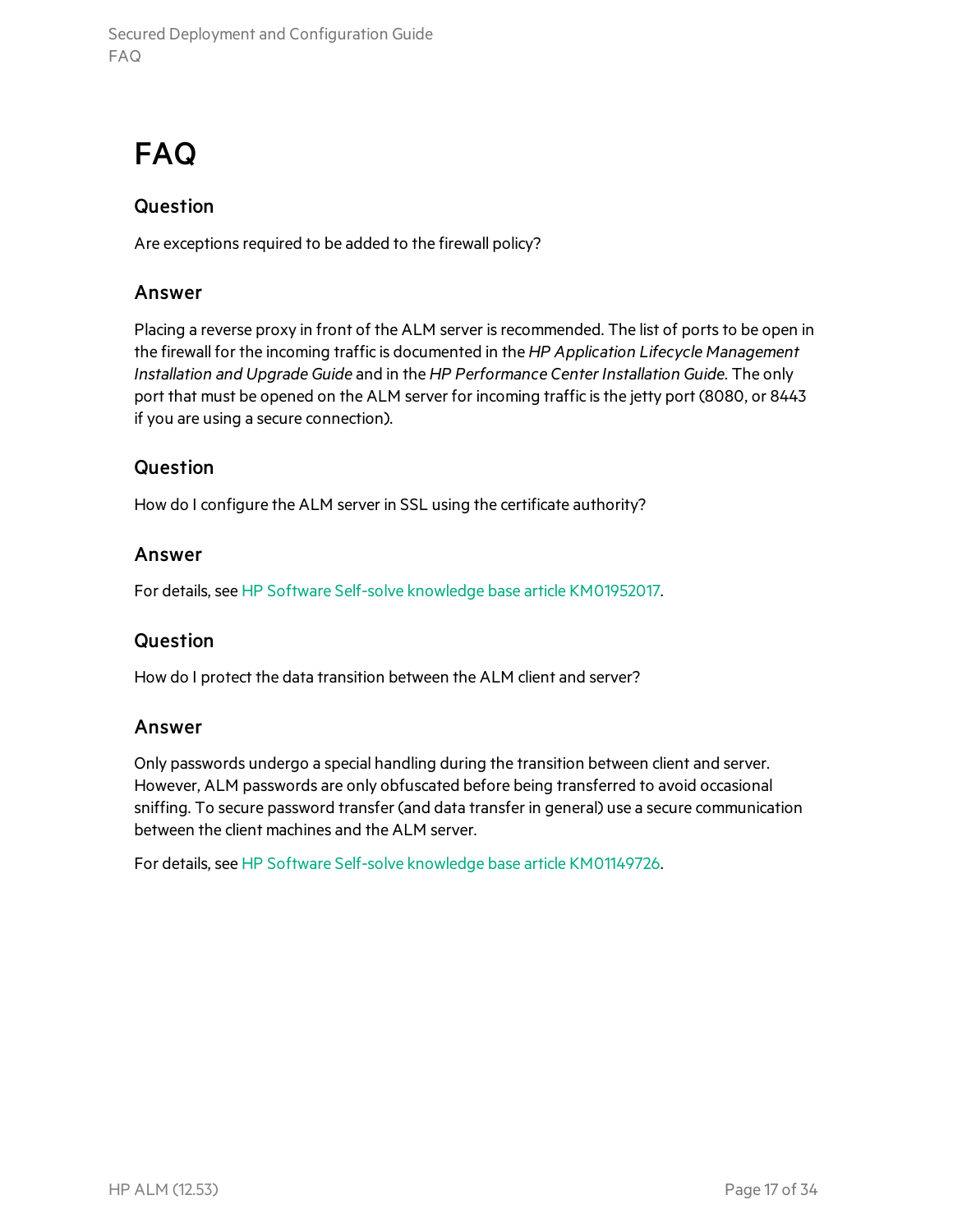# FAQ

### Question

Are exceptions required to be added to the firewall policy?

### Answer

Placing a reverse proxy in front of the ALM server is recommended. The list of ports to be open in the firewall for the incoming traffic is documented in the *HP Application Lifecycle Management Installation and Upgrade Guide* and in the *HP Performance Center Installation Guide*. The only port that must be opened on the ALM server for incoming traffic is the jetty port (8080, or 8443 if you are using a secure connection).

### Question

How do I configure the ALM server in SSL using the certificate authority?

### Answer

For details, see HP Software Self-solve knowledge base article KM01952017.

### Question

How do I protect the data transition between the ALM client and server?

### Answer

Only passwords undergo a special handling during the transition between client and server. However, ALM passwords are only obfuscated before being transferred to avoid occasional sniffing. To secure password transfer (and data transfer in general) use a secure communication between the client machines and the ALM server.

For details, see HP Software Self-solve knowledge base article KM01149726.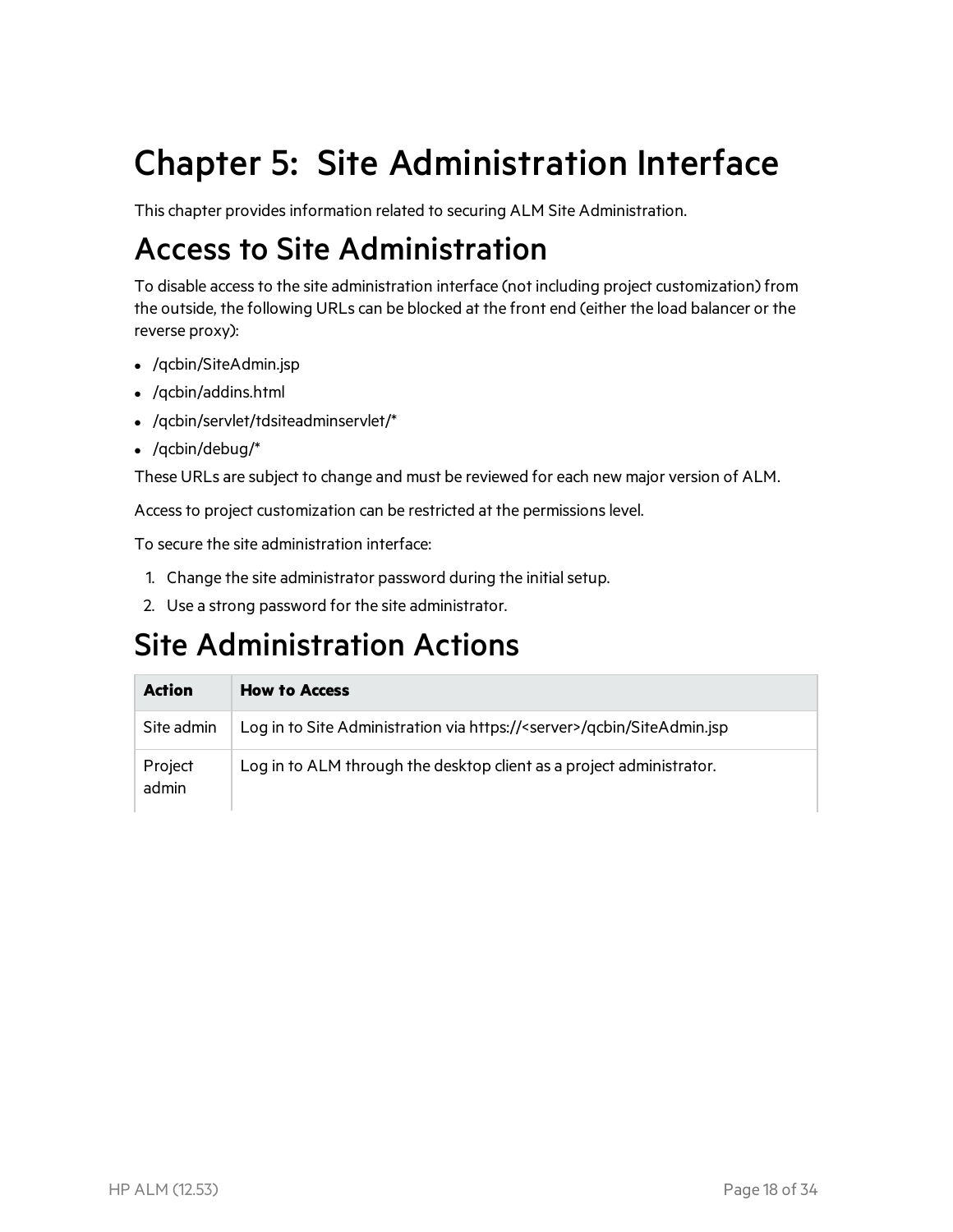# Chapter 5: Site Administration Interface

This chapter provides information related to securing ALM Site Administration.

## Access to Site Administration

To disable access to the site administration interface (not including project customization) from the outside, the following URLs can be blocked at the front end (either the load balancer or the reverse proxy):

- /qcbin/SiteAdmin.jsp
- /qcbin/addins.html
- /qcbin/servlet/tdsiteadminservlet/*
- /qcbin/debug/*

These URLs are subject to change and must be reviewed for each new major version of ALM.

Access to project customization can be restricted at the permissions level.

To secure the site administration interface:

1. Change the site administrator password during the initial setup.
2. Use a strong password for the site administrator.

## Site Administration Actions

| Action | How to Access |
| --- | --- |
| Site admin | Log in to Site Administration via https://<server>/qcbin/SiteAdmin.jsp |
| Project admin | Log in to ALM through the desktop client as a project administrator. |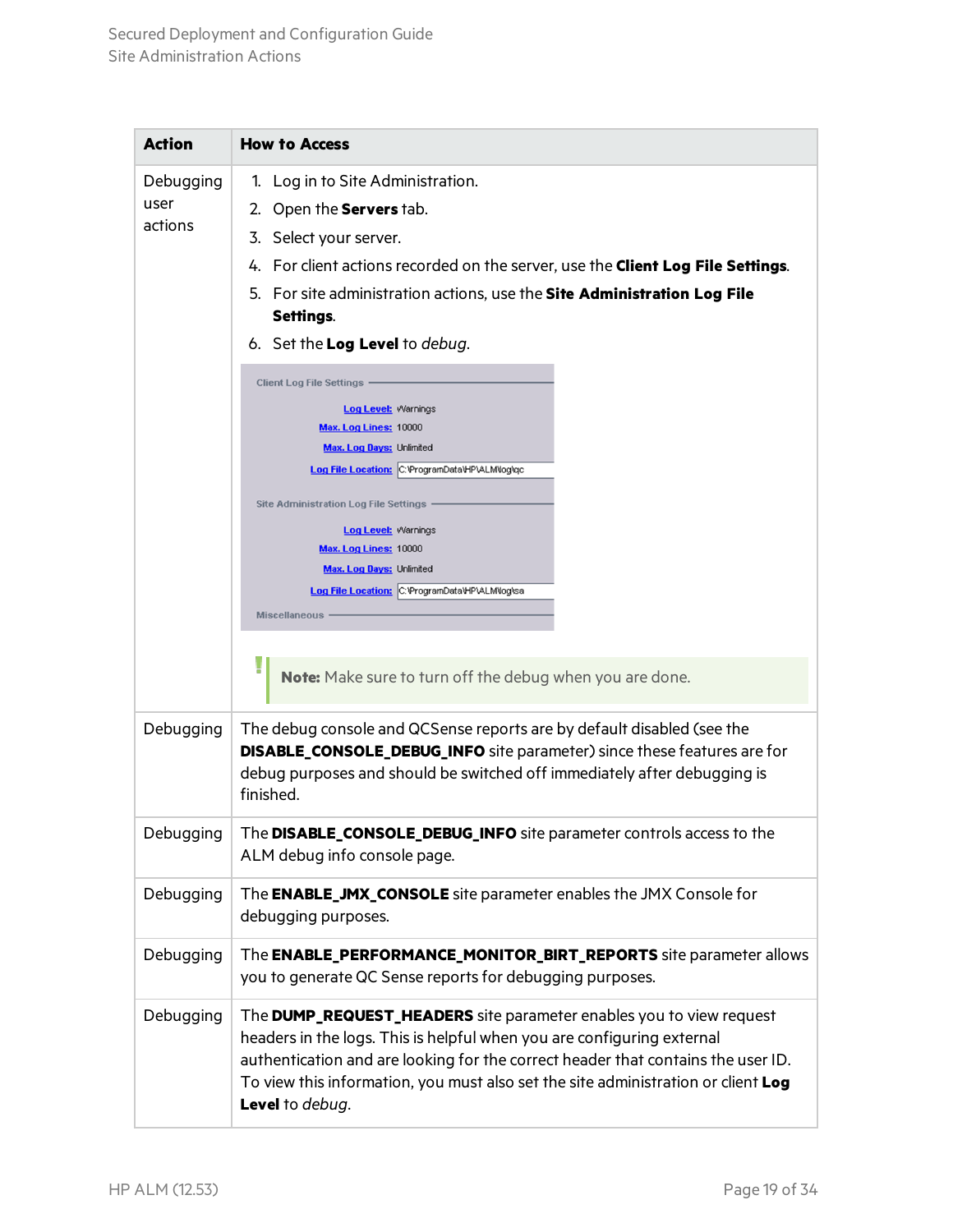| Action | How to Access |
|---|---|
| Debugging user actions | 1. Log in to Site Administration.<br>2. Open the **Servers** tab.<br>3. Select your server.<br>4. For client actions recorded on the server, use the **Client Log File Settings**.<br>5. For site administration actions, use the **Site Administration Log File Settings**.<br>6. Set the **Log Level** to *debug*.<br><br>**Note:** Make sure to turn off the debug when you are done. |
| Debugging | The debug console and QCSense reports are by default disabled (see the **DISABLE_CONSOLE_DEBUG_INFO** site parameter) since these features are for debug purposes and should be switched off immediately after debugging is finished. |
| Debugging | The **DISABLE_CONSOLE_DEBUG_INFO** site parameter controls access to the ALM debug info console page. |
| Debugging | The **ENABLE_JMX_CONSOLE** site parameter enables the JMX Console for debugging purposes. |
| Debugging | The **ENABLE_PERFORMANCE_MONITOR_BIRT_REPORTS** site parameter allows you to generate QC Sense reports for debugging purposes. |
| Debugging | The **DUMP_REQUEST_HEADERS** site parameter enables you to view request headers in the logs. This is helpful when you are configuring external authentication and are looking for the correct header that contains the user ID. To view this information, you must also set the site administration or client **Log Level** to *debug*. |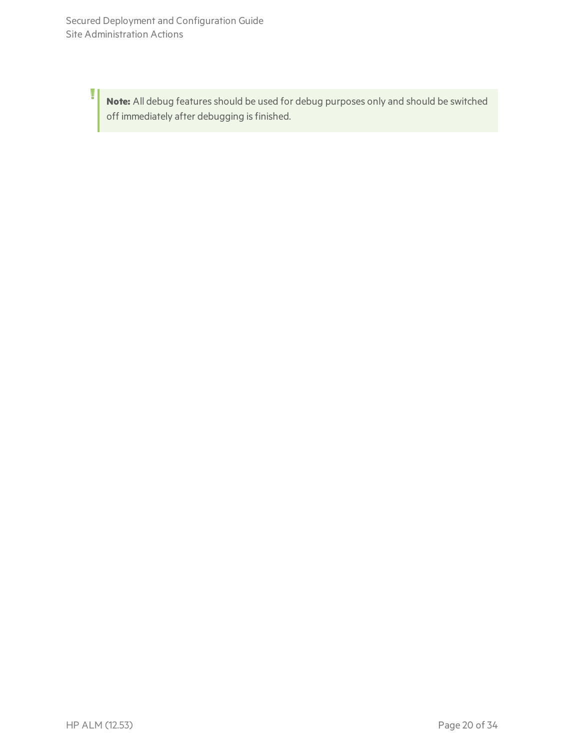> **Note:** All debug features should be used for debug purposes only and should be switched off immediately after debugging is finished.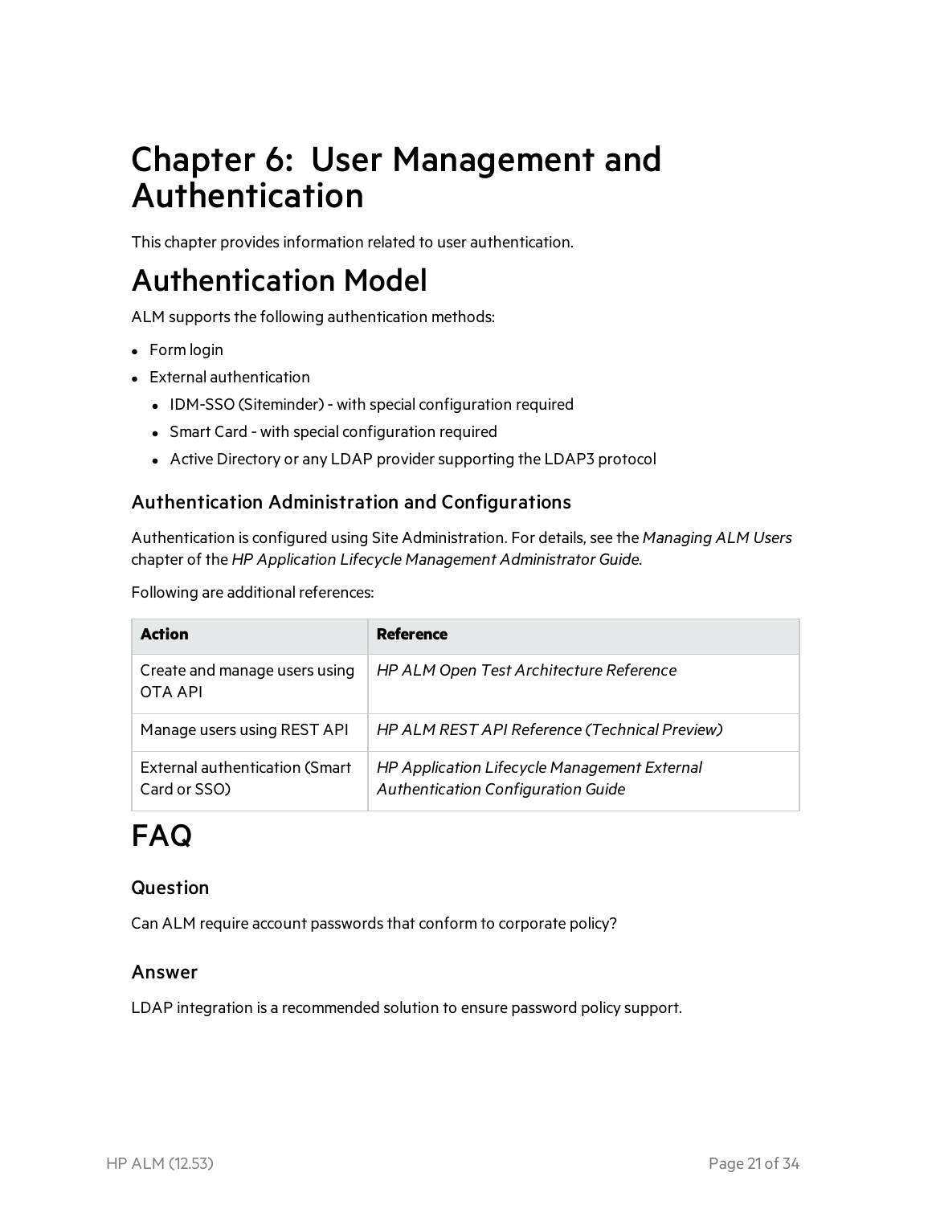# Chapter 6: User Management and Authentication

This chapter provides information related to user authentication.

# Authentication Model

ALM supports the following authentication methods:

- Form login
- External authentication
  - IDM-SSO (Siteminder) - with special configuration required
  - Smart Card - with special configuration required
  - Active Directory or any LDAP provider supporting the LDAP3 protocol

### Authentication Administration and Configurations

Authentication is configured using Site Administration. For details, see the *Managing ALM Users* chapter of the *HP Application Lifecycle Management Administrator Guide*.

Following are additional references:

| **Action** | **Reference** |
| --- | --- |
| Create and manage users using OTA API | *HP ALM Open Test Architecture Reference* |
| Manage users using REST API | *HP ALM REST API Reference (Technical Preview)* |
| External authentication (Smart Card or SSO) | *HP Application Lifecycle Management External Authentication Configuration Guide* |

# FAQ

### Question

Can ALM require account passwords that conform to corporate policy?

### Answer

LDAP integration is a recommended solution to ensure password policy support.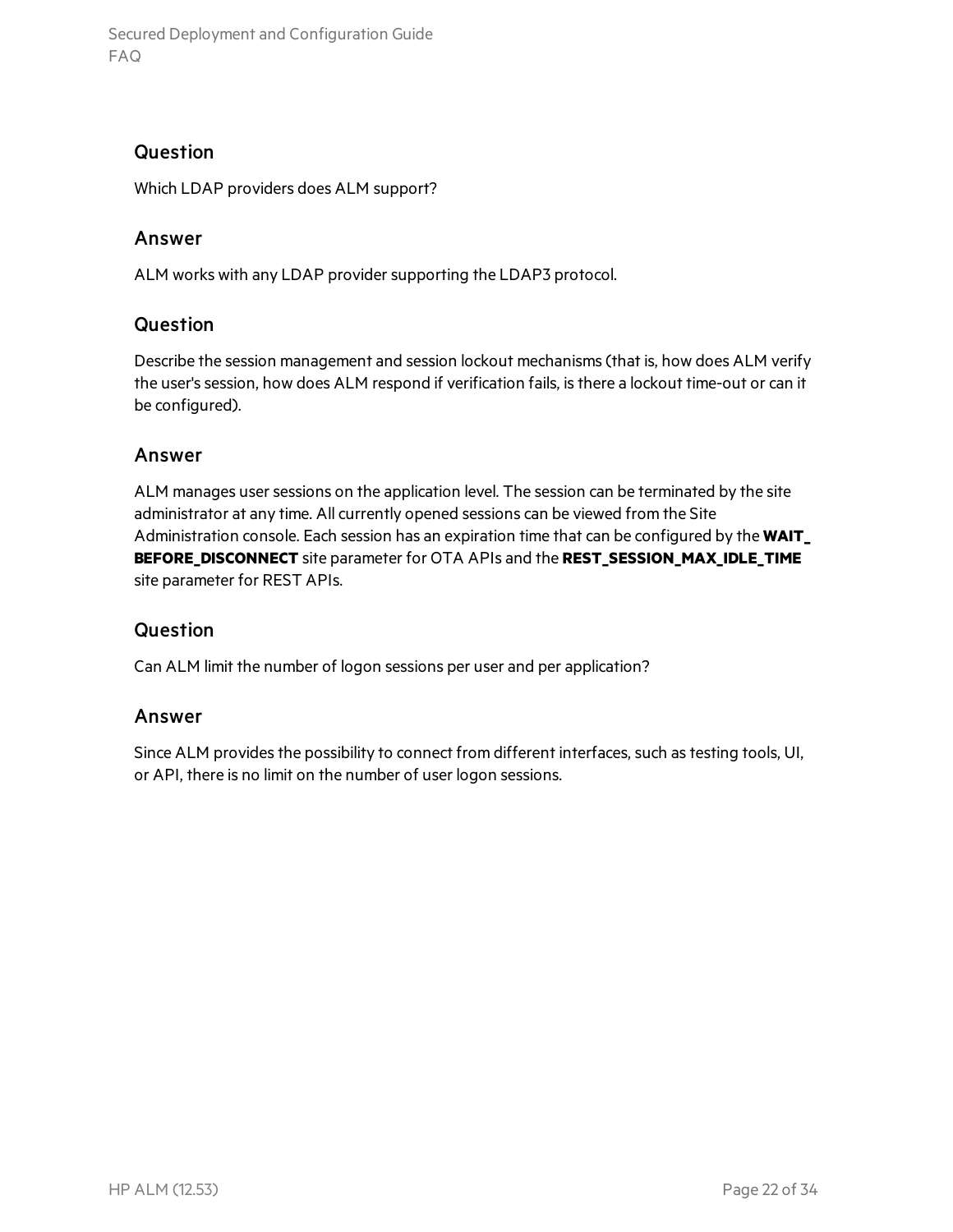### Question

Which LDAP providers does ALM support?

### Answer

ALM works with any LDAP provider supporting the LDAP3 protocol.

### Question

Describe the session management and session lockout mechanisms (that is, how does ALM verify the user's session, how does ALM respond if verification fails, is there a lockout time-out or can it be configured).

### Answer

ALM manages user sessions on the application level. The session can be terminated by the site administrator at any time. All currently opened sessions can be viewed from the Site Administration console. Each session has an expiration time that can be configured by the **WAIT_BEFORE_DISCONNECT** site parameter for OTA APIs and the **REST_SESSION_MAX_IDLE_TIME** site parameter for REST APIs.

### Question

Can ALM limit the number of logon sessions per user and per application?

### Answer

Since ALM provides the possibility to connect from different interfaces, such as testing tools, UI, or API, there is no limit on the number of user logon sessions.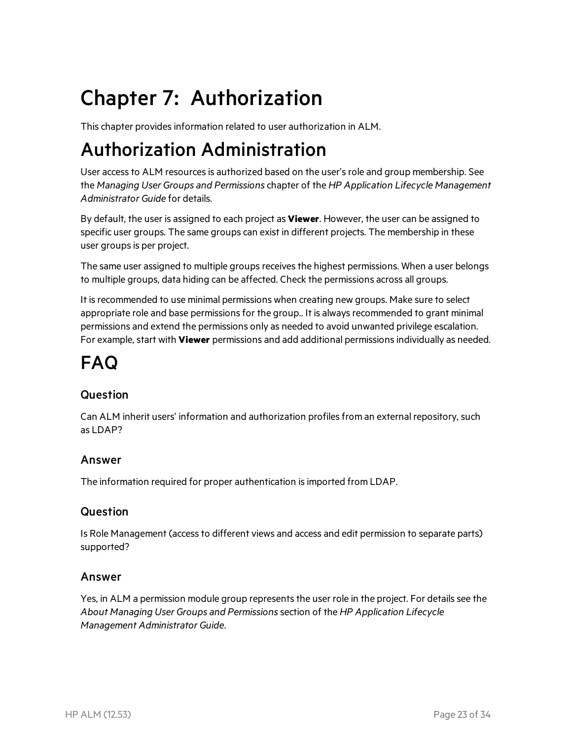# Chapter 7: Authorization

This chapter provides information related to user authorization in ALM.

# Authorization Administration

User access to ALM resources is authorized based on the user's role and group membership. See the *Managing User Groups and Permissions* chapter of the *HP Application Lifecycle Management Administrator Guide* for details.

By default, the user is assigned to each project as **Viewer**. However, the user can be assigned to specific user groups. The same groups can exist in different projects. The membership in these user groups is per project.

The same user assigned to multiple groups receives the highest permissions. When a user belongs to multiple groups, data hiding can be affected. Check the permissions across all groups.

It is recommended to use minimal permissions when creating new groups. Make sure to select appropriate role and base permissions for the group.. It is always recommended to grant minimal permissions and extend the permissions only as needed to avoid unwanted privilege escalation. For example, start with **Viewer** permissions and add additional permissions individually as needed.

# FAQ

### Question

Can ALM inherit users' information and authorization profiles from an external repository, such as LDAP?

### Answer

The information required for proper authentication is imported from LDAP.

### Question

Is Role Management (access to different views and access and edit permission to separate parts) supported?

### Answer

Yes, in ALM a permission module group represents the user role in the project. For details see the *About Managing User Groups and Permissions* section of the *HP Application Lifecycle Management Administrator Guide*.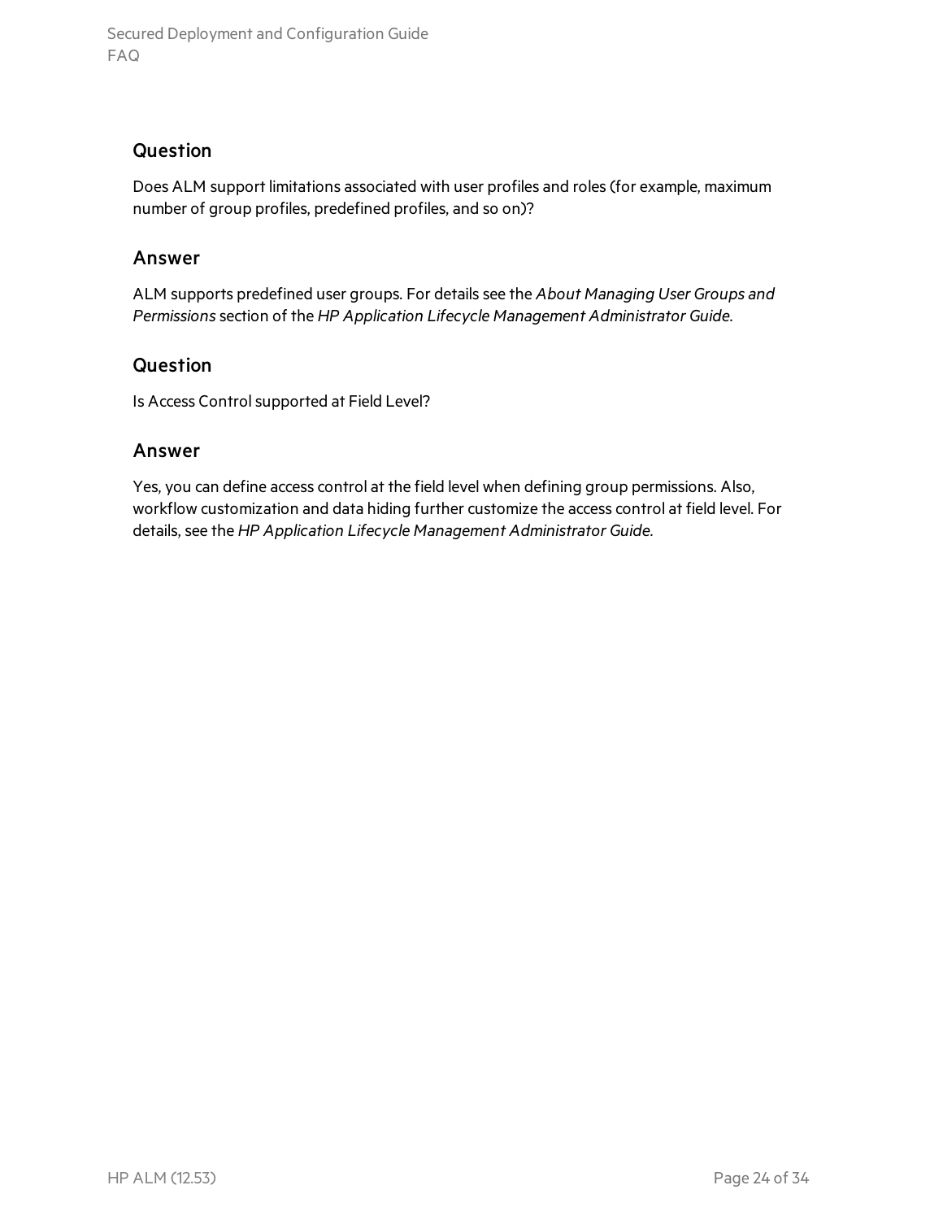## Question

Does ALM support limitations associated with user profiles and roles (for example, maximum number of group profiles, predefined profiles, and so on)?

## Answer

ALM supports predefined user groups. For details see the *About Managing User Groups and Permissions* section of the *HP Application Lifecycle Management Administrator Guide*.

## Question

Is Access Control supported at Field Level?

## Answer

Yes, you can define access control at the field level when defining group permissions. Also, workflow customization and data hiding further customize the access control at field level. For details, see the *HP Application Lifecycle Management Administrator Guide*.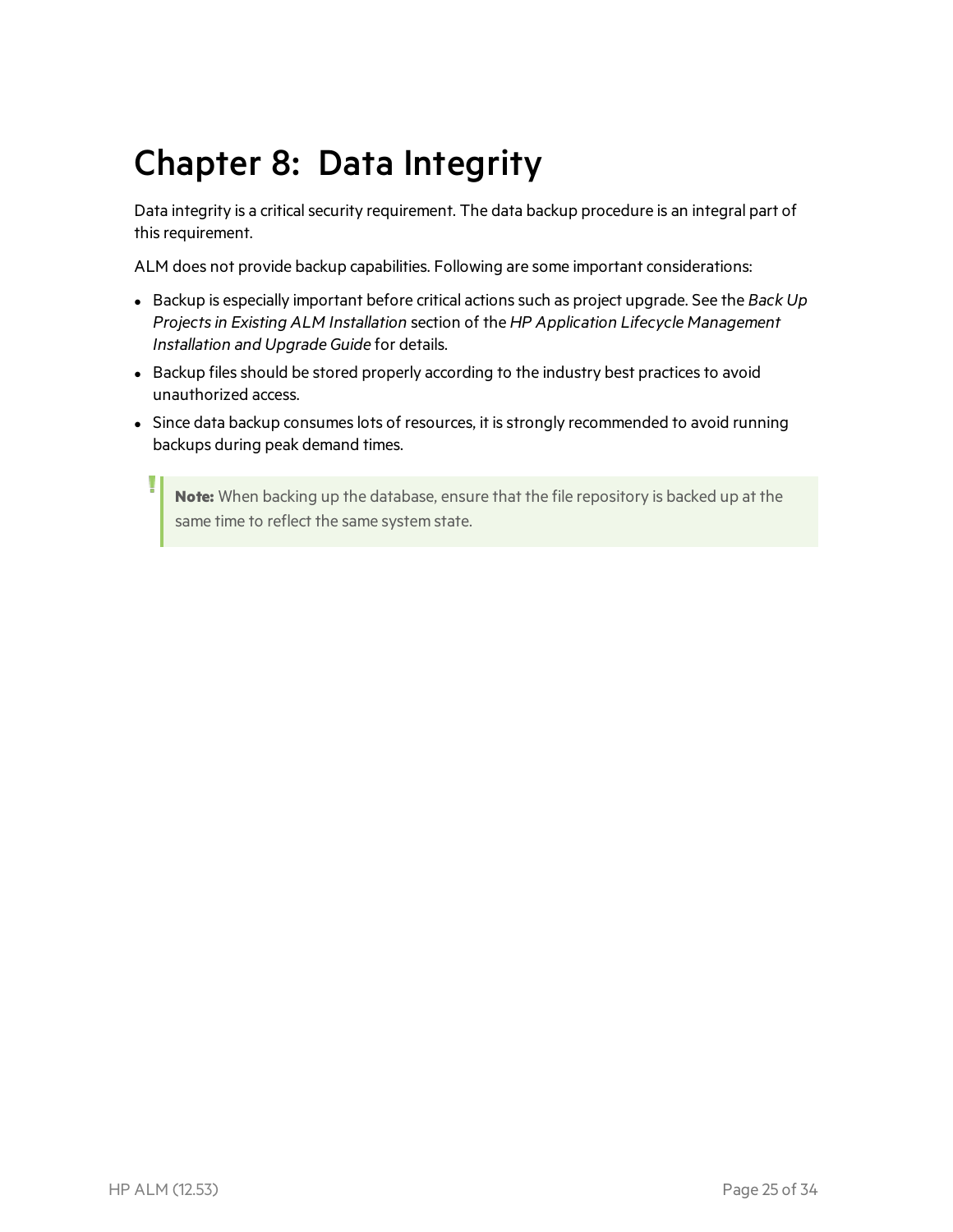# Chapter 8: Data Integrity

Data integrity is a critical security requirement. The data backup procedure is an integral part of this requirement.

ALM does not provide backup capabilities. Following are some important considerations:

- Backup is especially important before critical actions such as project upgrade. See the *Back Up Projects in Existing ALM Installation* section of the *HP Application Lifecycle Management Installation and Upgrade Guide* for details.
- Backup files should be stored properly according to the industry best practices to avoid unauthorized access.
- Since data backup consumes lots of resources, it is strongly recommended to avoid running backups during peak demand times.

> **Note:** When backing up the database, ensure that the file repository is backed up at the same time to reflect the same system state.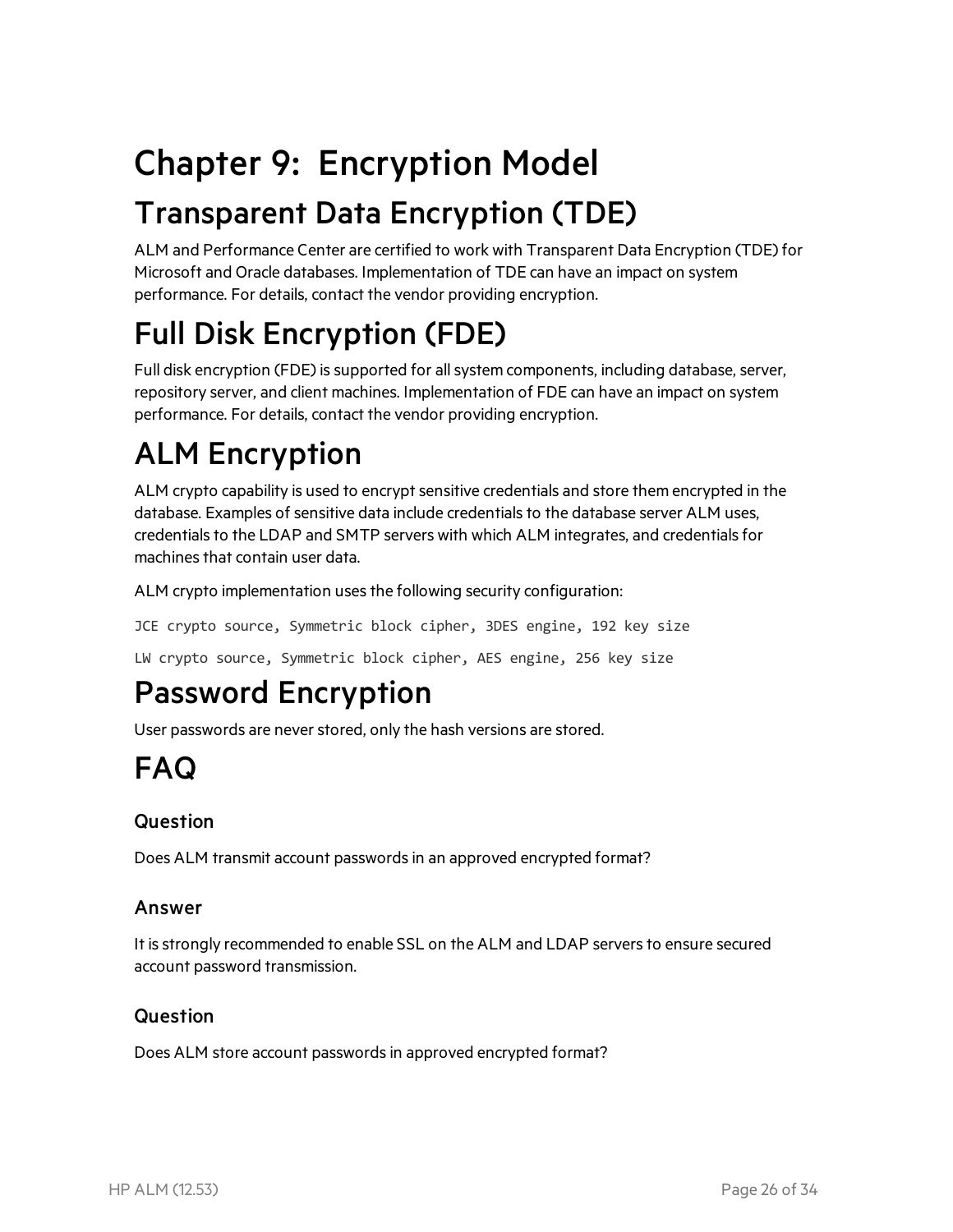# Chapter 9: Encryption Model

## Transparent Data Encryption (TDE)

ALM and Performance Center are certified to work with Transparent Data Encryption (TDE) for Microsoft and Oracle databases. Implementation of TDE can have an impact on system performance. For details, contact the vendor providing encryption.

## Full Disk Encryption (FDE)

Full disk encryption (FDE) is supported for all system components, including database, server, repository server, and client machines. Implementation of FDE can have an impact on system performance. For details, contact the vendor providing encryption.

## ALM Encryption

ALM crypto capability is used to encrypt sensitive credentials and store them encrypted in the database. Examples of sensitive data include credentials to the database server ALM uses, credentials to the LDAP and SMTP servers with which ALM integrates, and credentials for machines that contain user data.

ALM crypto implementation uses the following security configuration:

```
JCE crypto source, Symmetric block cipher, 3DES engine, 192 key size
```

```
LW crypto source, Symmetric block cipher, AES engine, 256 key size
```

## Password Encryption

User passwords are never stored, only the hash versions are stored.

## FAQ

### Question

Does ALM transmit account passwords in an approved encrypted format?

### Answer

It is strongly recommended to enable SSL on the ALM and LDAP servers to ensure secured account password transmission.

### Question

Does ALM store account passwords in approved encrypted format?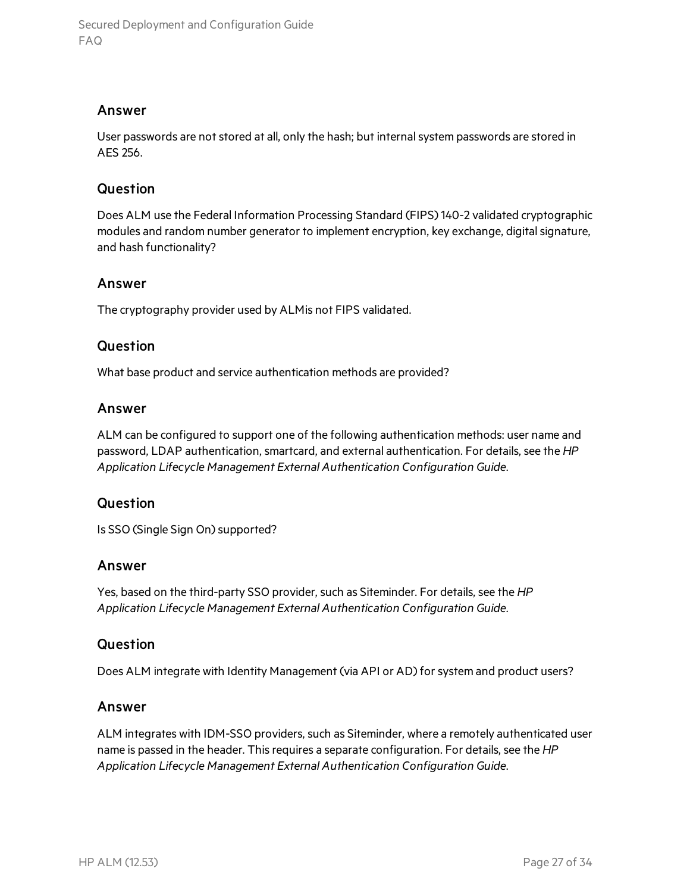### Answer

User passwords are not stored at all, only the hash; but internal system passwords are stored in AES 256.

### Question

Does ALM use the Federal Information Processing Standard (FIPS) 140-2 validated cryptographic modules and random number generator to implement encryption, key exchange, digital signature, and hash functionality?

### Answer

The cryptography provider used by ALMis not FIPS validated.

### Question

What base product and service authentication methods are provided?

### Answer

ALM can be configured to support one of the following authentication methods: user name and password, LDAP authentication, smartcard, and external authentication. For details, see the *HP Application Lifecycle Management External Authentication Configuration Guide*.

### Question

Is SSO (Single Sign On) supported?

### Answer

Yes, based on the third-party SSO provider, such as Siteminder. For details, see the *HP Application Lifecycle Management External Authentication Configuration Guide*.

### Question

Does ALM integrate with Identity Management (via API or AD) for system and product users?

### Answer

ALM integrates with IDM-SSO providers, such as Siteminder, where a remotely authenticated user name is passed in the header. This requires a separate configuration. For details, see the *HP Application Lifecycle Management External Authentication Configuration Guide*.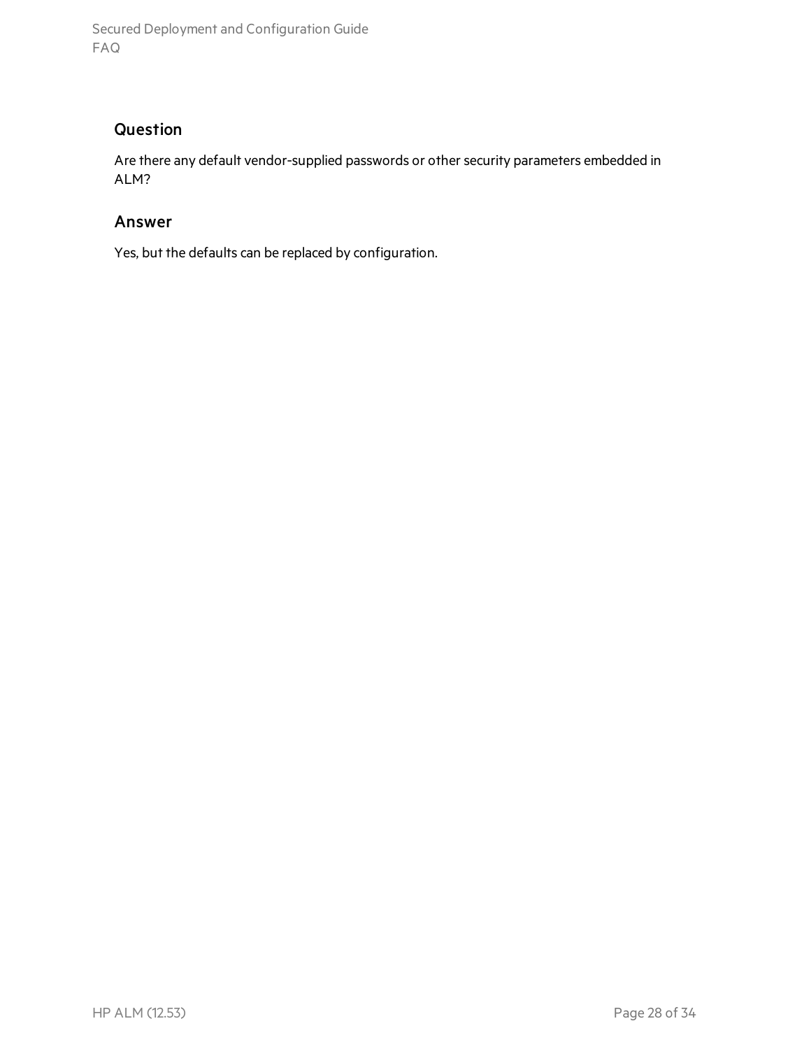### Question

Are there any default vendor-supplied passwords or other security parameters embedded in ALM?

### Answer

Yes, but the defaults can be replaced by configuration.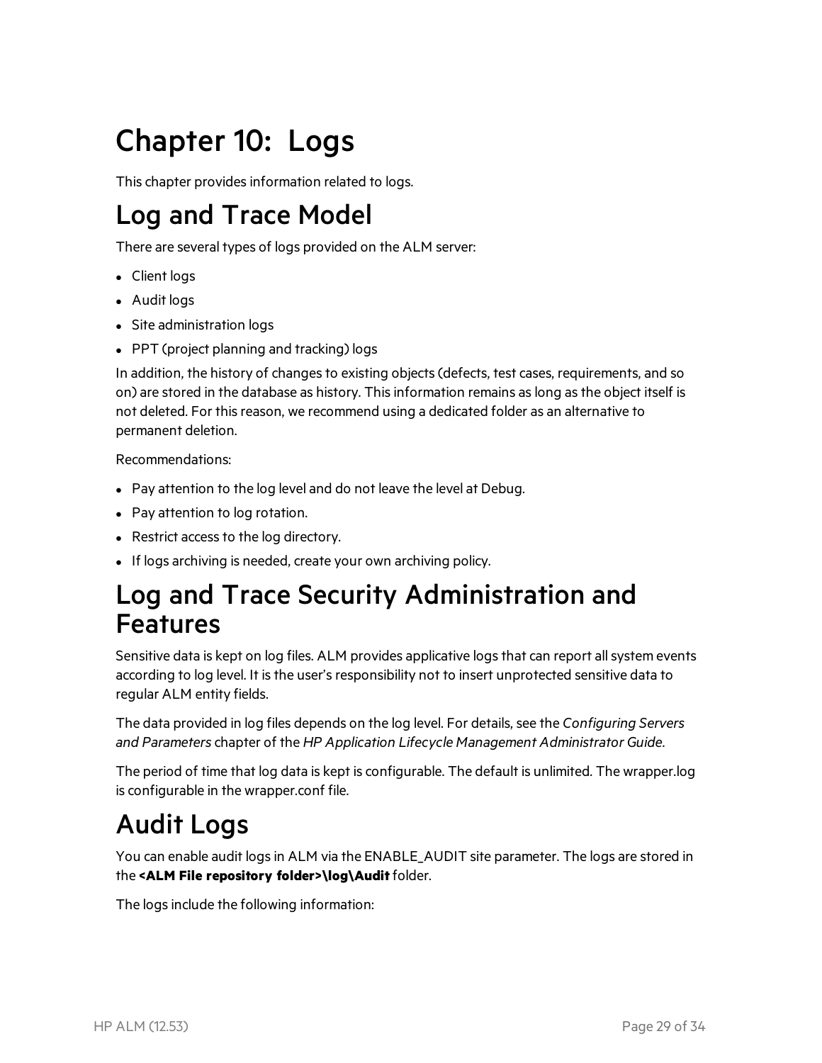# Chapter 10: Logs

This chapter provides information related to logs.

# Log and Trace Model

There are several types of logs provided on the ALM server:

- Client logs
- Audit logs
- Site administration logs
- PPT (project planning and tracking) logs

In addition, the history of changes to existing objects (defects, test cases, requirements, and so on) are stored in the database as history. This information remains as long as the object itself is not deleted. For this reason, we recommend using a dedicated folder as an alternative to permanent deletion.

Recommendations:

- Pay attention to the log level and do not leave the level at Debug.
- Pay attention to log rotation.
- Restrict access to the log directory.
- If logs archiving is needed, create your own archiving policy.

# Log and Trace Security Administration and Features

Sensitive data is kept on log files. ALM provides applicative logs that can report all system events according to log level. It is the user's responsibility not to insert unprotected sensitive data to regular ALM entity fields.

The data provided in log files depends on the log level. For details, see the *Configuring Servers and Parameters* chapter of the *HP Application Lifecycle Management Administrator Guide*.

The period of time that log data is kept is configurable. The default is unlimited. The wrapper.log is configurable in the wrapper.conf file.

# Audit Logs

You can enable audit logs in ALM via the ENABLE_AUDIT site parameter. The logs are stored in the **<ALM File repository folder>\log\Audit** folder.

The logs include the following information: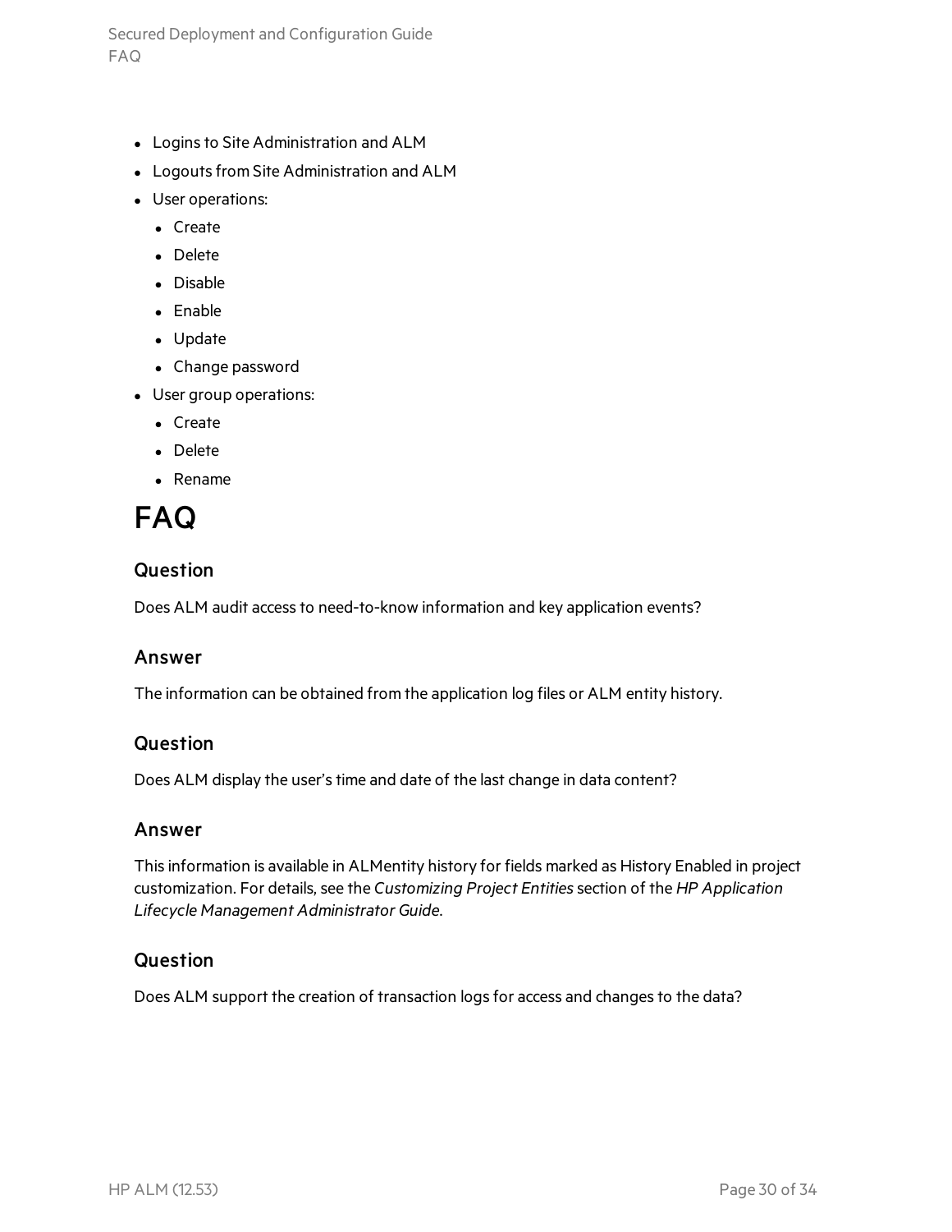- Logins to Site Administration and ALM
- Logouts from Site Administration and ALM
- User operations:
  - Create
  - Delete
  - Disable
  - Enable
  - Update
  - Change password
- User group operations:
  - Create
  - Delete
  - Rename

# FAQ

### Question

Does ALM audit access to need-to-know information and key application events?

### Answer

The information can be obtained from the application log files or ALM entity history.

### Question

Does ALM display the user's time and date of the last change in data content?

### Answer

This information is available in ALMentity history for fields marked as History Enabled in project customization. For details, see the *Customizing Project Entities* section of the *HP Application Lifecycle Management Administrator Guide*.

### Question

Does ALM support the creation of transaction logs for access and changes to the data?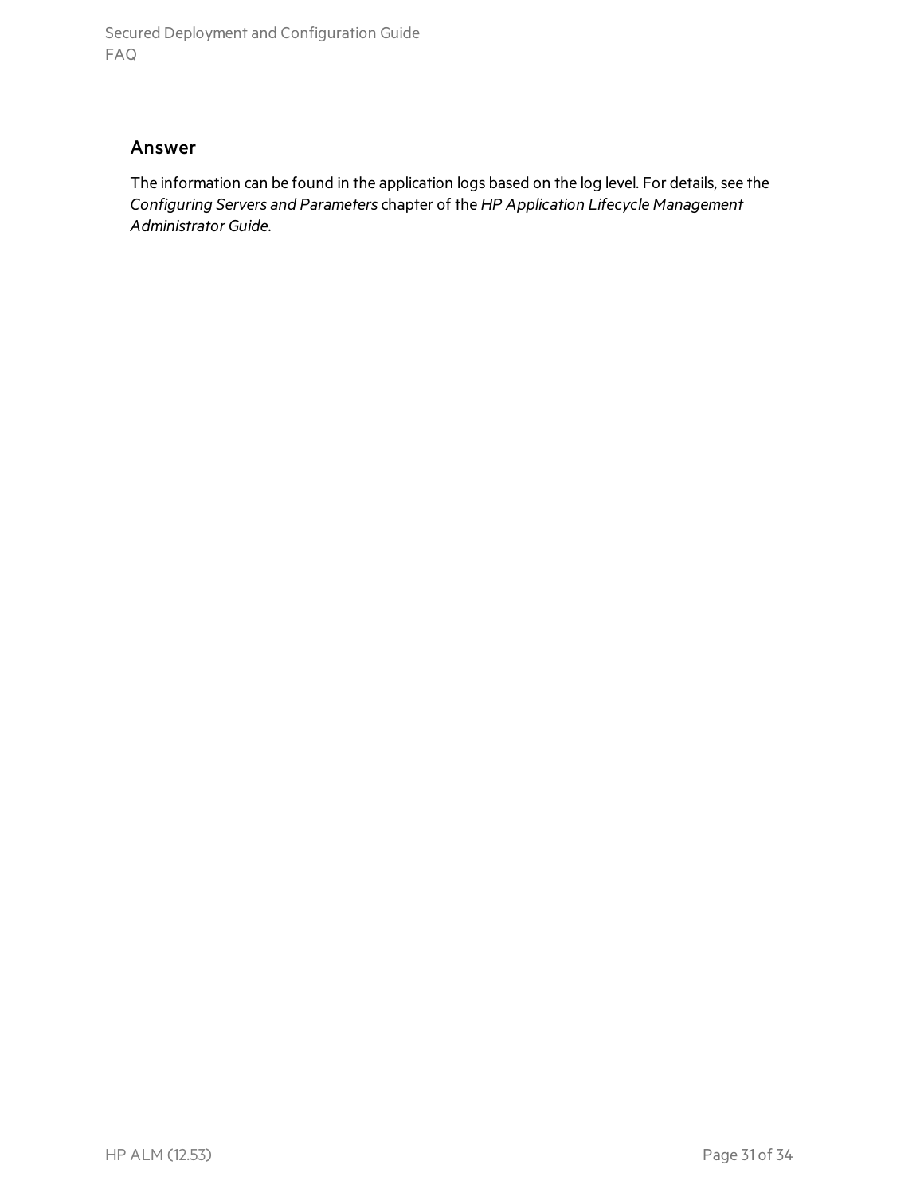### Answer

The information can be found in the application logs based on the log level. For details, see the *Configuring Servers and Parameters* chapter of the *HP Application Lifecycle Management Administrator Guide*.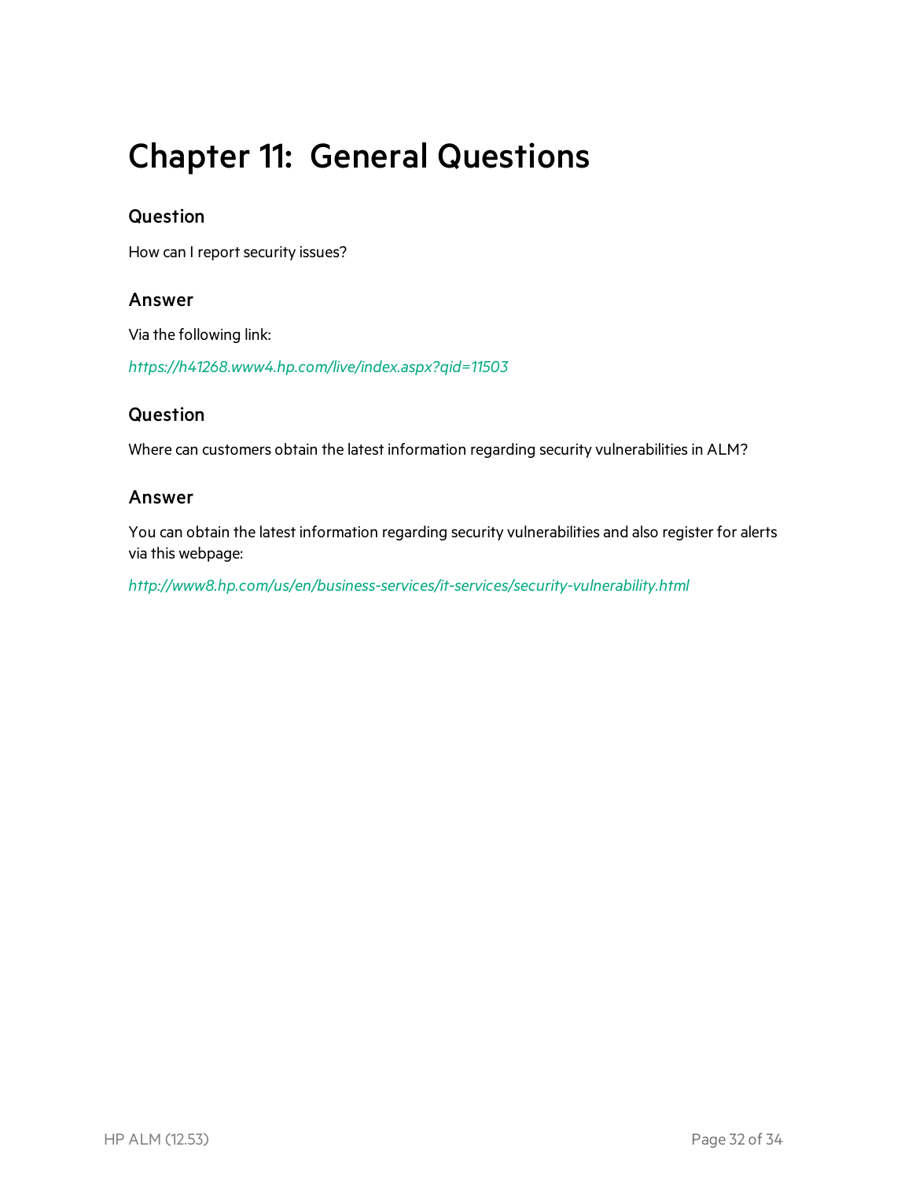# Chapter 11: General Questions

### Question

How can I report security issues?

### Answer

Via the following link:

*https://h41268.www4.hp.com/live/index.aspx?qid=11503*

### Question

Where can customers obtain the latest information regarding security vulnerabilities in ALM?

### Answer

You can obtain the latest information regarding security vulnerabilities and also register for alerts via this webpage:

*http://www8.hp.com/us/en/business-services/it-services/security-vulnerability.html*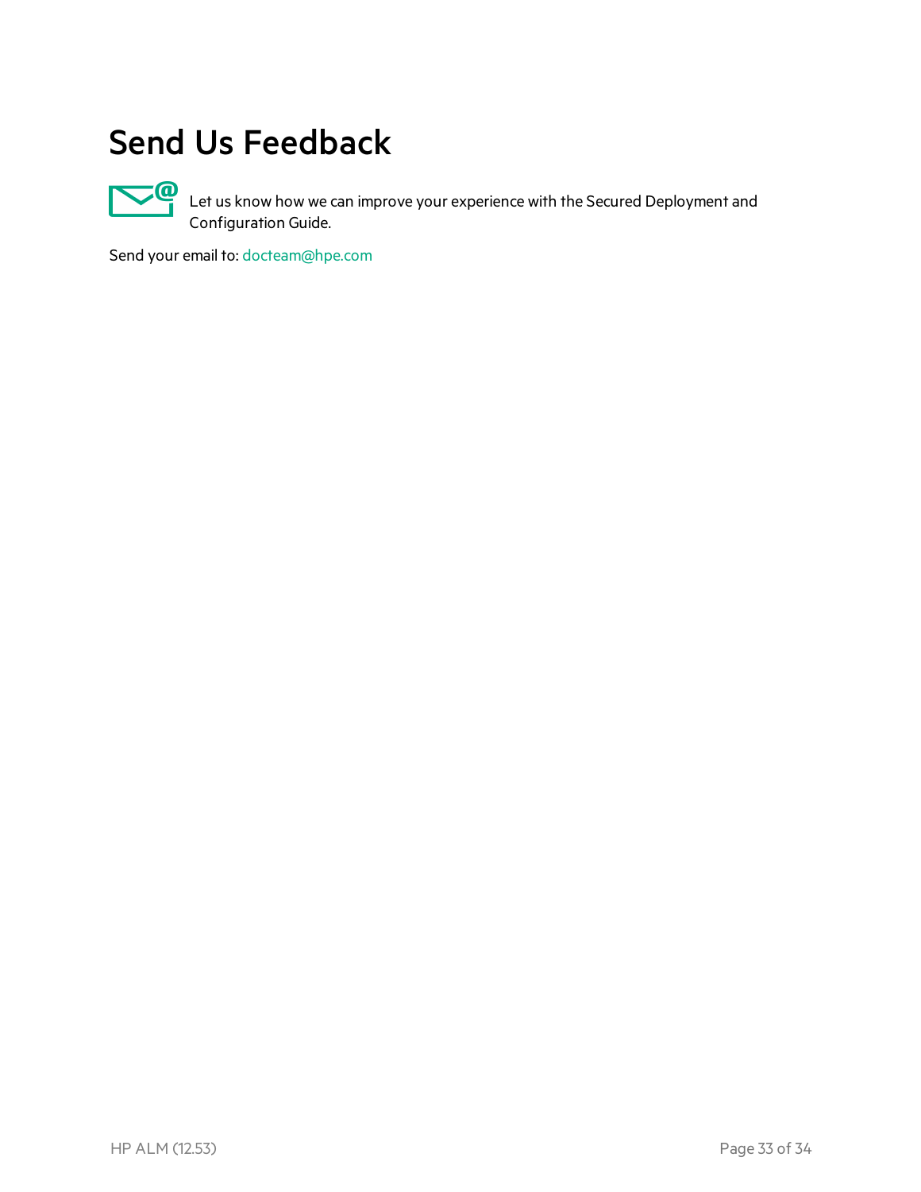# Send Us Feedback

Let us know how we can improve your experience with the Secured Deployment and Configuration Guide.

Send your email to: docteam@hpe.com